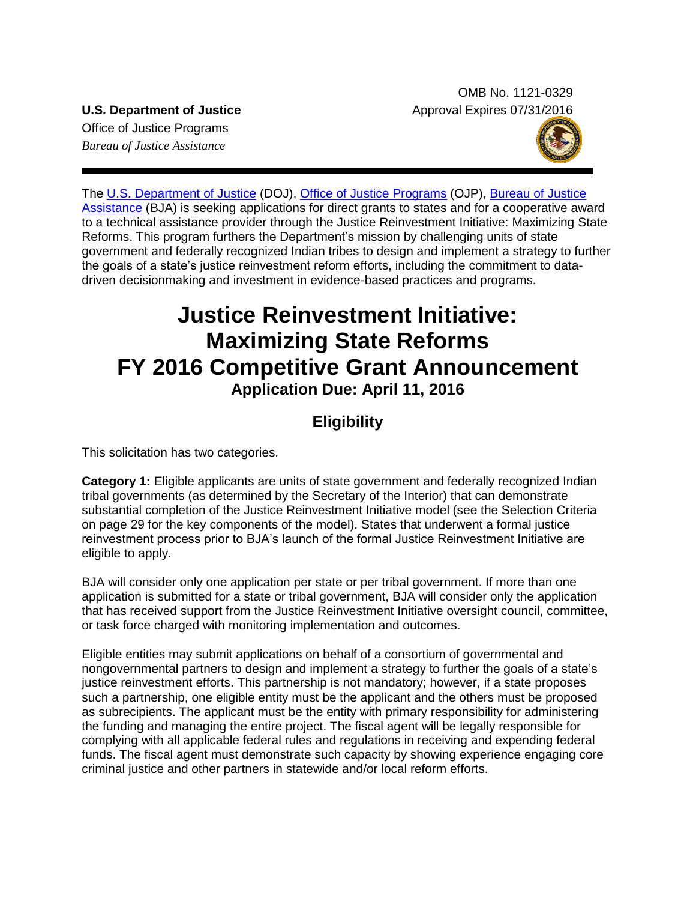OMB No. 1121-0329
Approval Expires 07/31/2016

**U.S. Department of Justice**
Office of Justice Programs
*Bureau of Justice Assistance*

The U.S. Department of Justice (DOJ), Office of Justice Programs (OJP), Bureau of Justice Assistance (BJA) is seeking applications for direct grants to states and for a cooperative award to a technical assistance provider through the Justice Reinvestment Initiative: Maximizing State Reforms. This program furthers the Department's mission by challenging units of state government and federally recognized Indian tribes to design and implement a strategy to further the goals of a state's justice reinvestment reform efforts, including the commitment to data-driven decisionmaking and investment in evidence-based practices and programs.

# Justice Reinvestment Initiative: Maximizing State Reforms FY 2016 Competitive Grant Announcement

**Application Due: April 11, 2016**

## Eligibility

This solicitation has two categories.

**Category 1:** Eligible applicants are units of state government and federally recognized Indian tribal governments (as determined by the Secretary of the Interior) that can demonstrate substantial completion of the Justice Reinvestment Initiative model (see the Selection Criteria on page 29 for the key components of the model). States that underwent a formal justice reinvestment process prior to BJA's launch of the formal Justice Reinvestment Initiative are eligible to apply.

BJA will consider only one application per state or per tribal government. If more than one application is submitted for a state or tribal government, BJA will consider only the application that has received support from the Justice Reinvestment Initiative oversight council, committee, or task force charged with monitoring implementation and outcomes.

Eligible entities may submit applications on behalf of a consortium of governmental and nongovernmental partners to design and implement a strategy to further the goals of a state's justice reinvestment efforts. This partnership is not mandatory; however, if a state proposes such a partnership, one eligible entity must be the applicant and the others must be proposed as subrecipients. The applicant must be the entity with primary responsibility for administering the funding and managing the entire project. The fiscal agent will be legally responsible for complying with all applicable federal rules and regulations in receiving and expending federal funds. The fiscal agent must demonstrate such capacity by showing experience engaging core criminal justice and other partners in statewide and/or local reform efforts.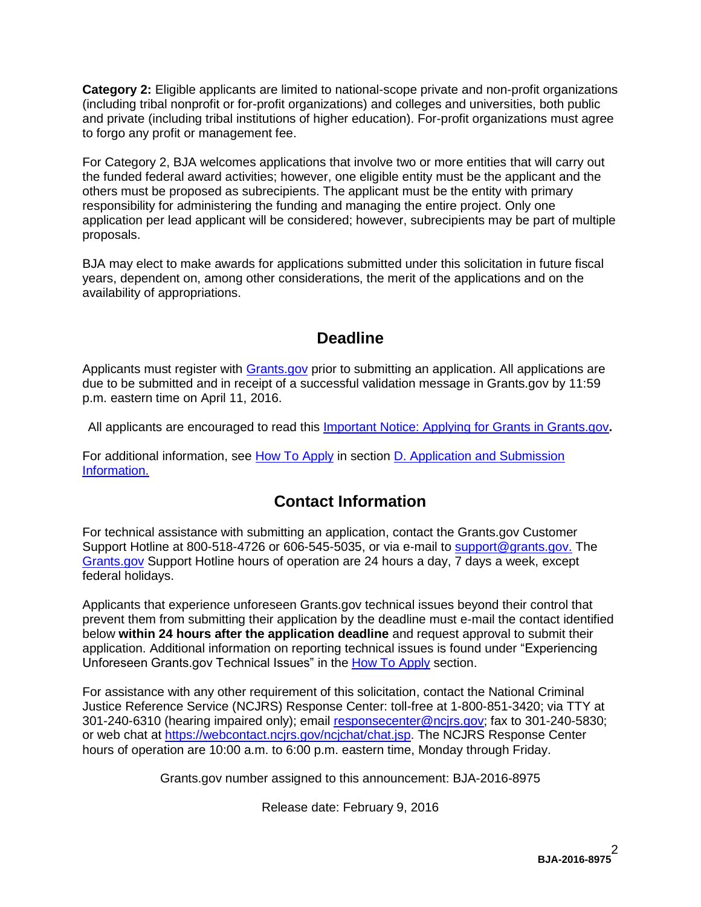**Category 2:** Eligible applicants are limited to national-scope private and non-profit organizations (including tribal nonprofit or for-profit organizations) and colleges and universities, both public and private (including tribal institutions of higher education). For-profit organizations must agree to forgo any profit or management fee.

For Category 2, BJA welcomes applications that involve two or more entities that will carry out the funded federal award activities; however, one eligible entity must be the applicant and the others must be proposed as subrecipients. The applicant must be the entity with primary responsibility for administering the funding and managing the entire project. Only one application per lead applicant will be considered; however, subrecipients may be part of multiple proposals.

BJA may elect to make awards for applications submitted under this solicitation in future fiscal years, dependent on, among other considerations, the merit of the applications and on the availability of appropriations.

## Deadline

Applicants must register with Grants.gov prior to submitting an application. All applications are due to be submitted and in receipt of a successful validation message in Grants.gov by 11:59 p.m. eastern time on April 11, 2016.

All applicants are encouraged to read this Important Notice: Applying for Grants in Grants.gov**.**

For additional information, see How To Apply in section D. Application and Submission Information.

## Contact Information

For technical assistance with submitting an application, contact the Grants.gov Customer Support Hotline at 800-518-4726 or 606-545-5035, or via e-mail to support@grants.gov. The Grants.gov Support Hotline hours of operation are 24 hours a day, 7 days a week, except federal holidays.

Applicants that experience unforeseen Grants.gov technical issues beyond their control that prevent them from submitting their application by the deadline must e-mail the contact identified below **within 24 hours after the application deadline** and request approval to submit their application. Additional information on reporting technical issues is found under "Experiencing Unforeseen Grants.gov Technical Issues" in the How To Apply section.

For assistance with any other requirement of this solicitation, contact the National Criminal Justice Reference Service (NCJRS) Response Center: toll-free at 1-800-851-3420; via TTY at 301-240-6310 (hearing impaired only); email responsecenter@ncjrs.gov; fax to 301-240-5830; or web chat at https://webcontact.ncjrs.gov/ncjchat/chat.jsp. The NCJRS Response Center hours of operation are 10:00 a.m. to 6:00 p.m. eastern time, Monday through Friday.

Grants.gov number assigned to this announcement: BJA-2016-8975

Release date: February 9, 2016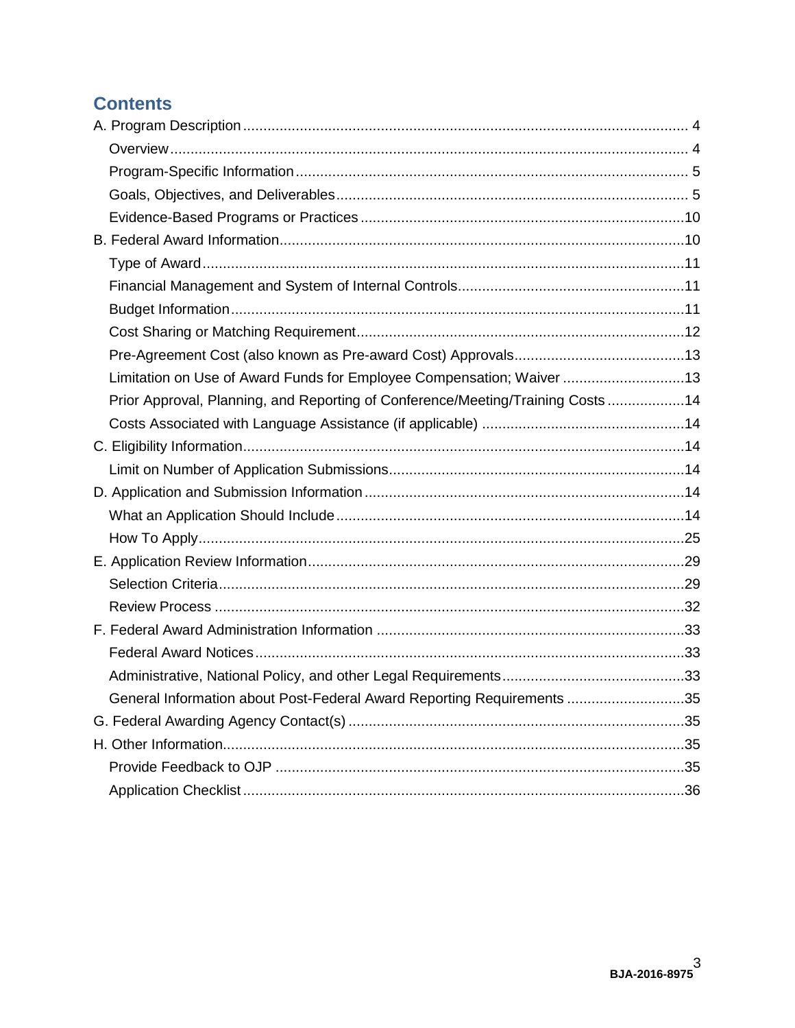## Contents

- A. Program Description .......... 4
  - Overview .......... 4
  - Program-Specific Information .......... 5
  - Goals, Objectives, and Deliverables .......... 5
  - Evidence-Based Programs or Practices .......... 10
- B. Federal Award Information .......... 10
  - Type of Award .......... 11
  - Financial Management and System of Internal Controls .......... 11
  - Budget Information .......... 11
  - Cost Sharing or Matching Requirement .......... 12
  - Pre-Agreement Cost (also known as Pre-award Cost) Approvals .......... 13
  - Limitation on Use of Award Funds for Employee Compensation; Waiver .......... 13
  - Prior Approval, Planning, and Reporting of Conference/Meeting/Training Costs .......... 14
  - Costs Associated with Language Assistance (if applicable) .......... 14
- C. Eligibility Information .......... 14
  - Limit on Number of Application Submissions .......... 14
- D. Application and Submission Information .......... 14
  - What an Application Should Include .......... 14
  - How To Apply .......... 25
- E. Application Review Information .......... 29
  - Selection Criteria .......... 29
  - Review Process .......... 32
- F. Federal Award Administration Information .......... 33
  - Federal Award Notices .......... 33
  - Administrative, National Policy, and other Legal Requirements .......... 33
  - General Information about Post-Federal Award Reporting Requirements .......... 35
- G. Federal Awarding Agency Contact(s) .......... 35
- H. Other Information .......... 35
  - Provide Feedback to OJP .......... 35
  - Application Checklist .......... 36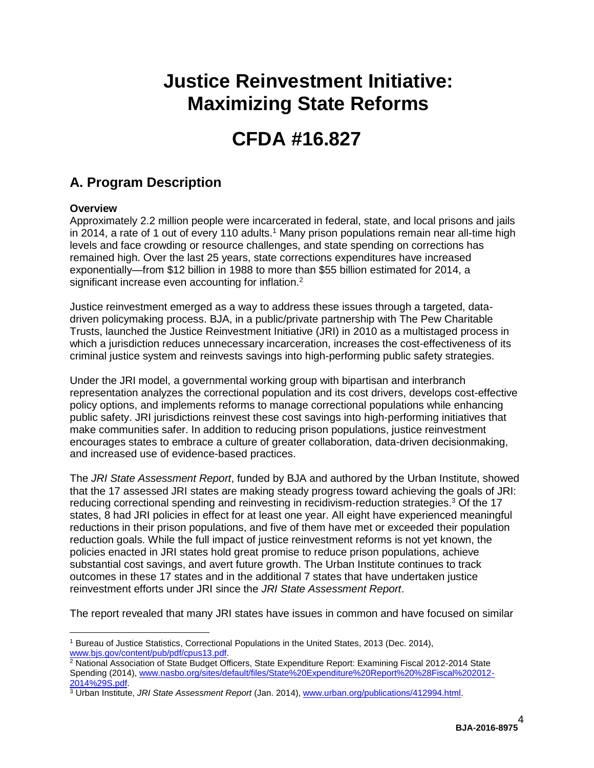# Justice Reinvestment Initiative: Maximizing State Reforms

# CFDA #16.827

## A. Program Description

**Overview**

Approximately 2.2 million people were incarcerated in federal, state, and local prisons and jails in 2014, a rate of 1 out of every 110 adults.[1] Many prison populations remain near all-time high levels and face crowding or resource challenges, and state spending on corrections has remained high. Over the last 25 years, state corrections expenditures have increased exponentially—from $12 billion in 1988 to more than $55 billion estimated for 2014, a significant increase even accounting for inflation.[2]

Justice reinvestment emerged as a way to address these issues through a targeted, data-driven policymaking process. BJA, in a public/private partnership with The Pew Charitable Trusts, launched the Justice Reinvestment Initiative (JRI) in 2010 as a multistaged process in which a jurisdiction reduces unnecessary incarceration, increases the cost-effectiveness of its criminal justice system and reinvests savings into high-performing public safety strategies.

Under the JRI model, a governmental working group with bipartisan and interbranch representation analyzes the correctional population and its cost drivers, develops cost-effective policy options, and implements reforms to manage correctional populations while enhancing public safety. JRI jurisdictions reinvest these cost savings into high-performing initiatives that make communities safer. In addition to reducing prison populations, justice reinvestment encourages states to embrace a culture of greater collaboration, data-driven decisionmaking, and increased use of evidence-based practices.

The *JRI State Assessment Report*, funded by BJA and authored by the Urban Institute, showed that the 17 assessed JRI states are making steady progress toward achieving the goals of JRI: reducing correctional spending and reinvesting in recidivism-reduction strategies.[3] Of the 17 states, 8 had JRI policies in effect for at least one year. All eight have experienced meaningful reductions in their prison populations, and five of them have met or exceeded their population reduction goals. While the full impact of justice reinvestment reforms is not yet known, the policies enacted in JRI states hold great promise to reduce prison populations, achieve substantial cost savings, and avert future growth. The Urban Institute continues to track outcomes in these 17 states and in the additional 7 states that have undertaken justice reinvestment efforts under JRI since the *JRI State Assessment Report*.

The report revealed that many JRI states have issues in common and have focused on similar

---

[1] Bureau of Justice Statistics, Correctional Populations in the United States, 2013 (Dec. 2014), www.bjs.gov/content/pub/pdf/cpus13.pdf.

[2] National Association of State Budget Officers, State Expenditure Report: Examining Fiscal 2012-2014 State Spending (2014), www.nasbo.org/sites/default/files/State%20Expenditure%20Report%20%28Fiscal%202012-2014%29S.pdf.

[3] Urban Institute, *JRI State Assessment Report* (Jan. 2014), www.urban.org/publications/412994.html.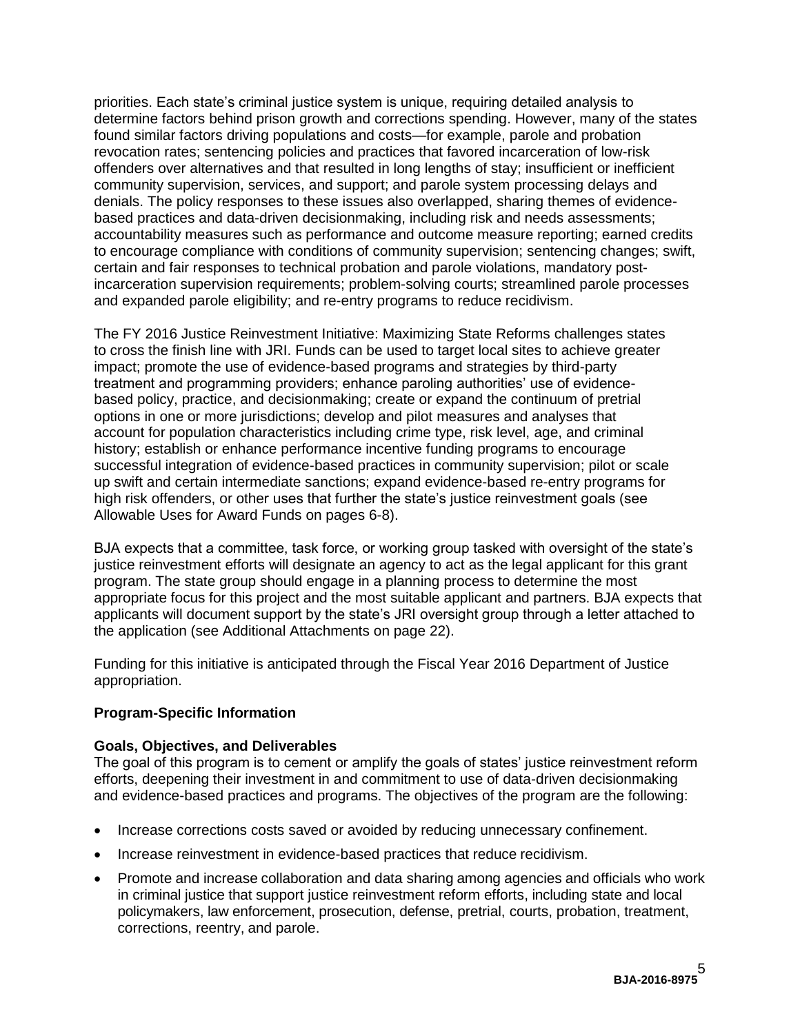priorities. Each state's criminal justice system is unique, requiring detailed analysis to determine factors behind prison growth and corrections spending. However, many of the states found similar factors driving populations and costs—for example, parole and probation revocation rates; sentencing policies and practices that favored incarceration of low-risk offenders over alternatives and that resulted in long lengths of stay; insufficient or inefficient community supervision, services, and support; and parole system processing delays and denials. The policy responses to these issues also overlapped, sharing themes of evidence-based practices and data-driven decisionmaking, including risk and needs assessments; accountability measures such as performance and outcome measure reporting; earned credits to encourage compliance with conditions of community supervision; sentencing changes; swift, certain and fair responses to technical probation and parole violations, mandatory post-incarceration supervision requirements; problem-solving courts; streamlined parole processes and expanded parole eligibility; and re-entry programs to reduce recidivism.

The FY 2016 Justice Reinvestment Initiative: Maximizing State Reforms challenges states to cross the finish line with JRI. Funds can be used to target local sites to achieve greater impact; promote the use of evidence-based programs and strategies by third-party treatment and programming providers; enhance paroling authorities' use of evidence-based policy, practice, and decisionmaking; create or expand the continuum of pretrial options in one or more jurisdictions; develop and pilot measures and analyses that account for population characteristics including crime type, risk level, age, and criminal history; establish or enhance performance incentive funding programs to encourage successful integration of evidence-based practices in community supervision; pilot or scale up swift and certain intermediate sanctions; expand evidence-based re-entry programs for high risk offenders, or other uses that further the state's justice reinvestment goals (see Allowable Uses for Award Funds on pages 6-8).

BJA expects that a committee, task force, or working group tasked with oversight of the state's justice reinvestment efforts will designate an agency to act as the legal applicant for this grant program. The state group should engage in a planning process to determine the most appropriate focus for this project and the most suitable applicant and partners. BJA expects that applicants will document support by the state's JRI oversight group through a letter attached to the application (see Additional Attachments on page 22).

Funding for this initiative is anticipated through the Fiscal Year 2016 Department of Justice appropriation.

**Program-Specific Information**

**Goals, Objectives, and Deliverables**

The goal of this program is to cement or amplify the goals of states' justice reinvestment reform efforts, deepening their investment in and commitment to use of data-driven decisionmaking and evidence-based practices and programs. The objectives of the program are the following:

- Increase corrections costs saved or avoided by reducing unnecessary confinement.
- Increase reinvestment in evidence-based practices that reduce recidivism.
- Promote and increase collaboration and data sharing among agencies and officials who work in criminal justice that support justice reinvestment reform efforts, including state and local policymakers, law enforcement, prosecution, defense, pretrial, courts, probation, treatment, corrections, reentry, and parole.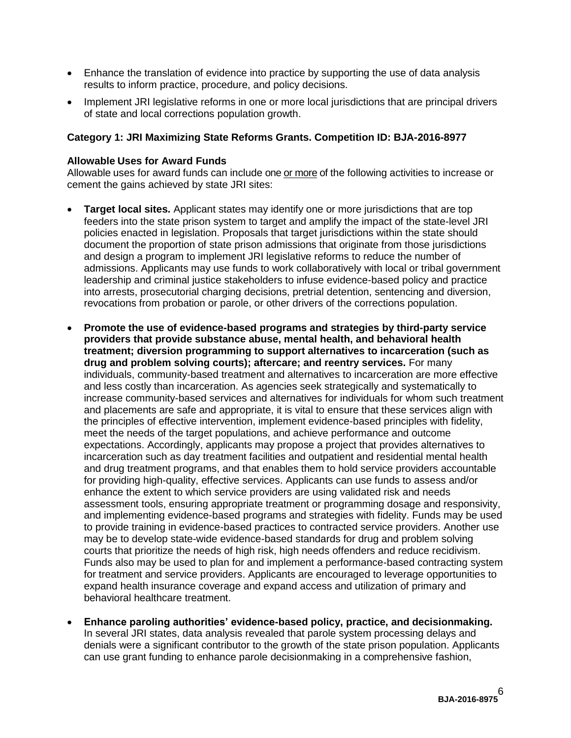- Enhance the translation of evidence into practice by supporting the use of data analysis results to inform practice, procedure, and policy decisions.
- Implement JRI legislative reforms in one or more local jurisdictions that are principal drivers of state and local corrections population growth.

**Category 1: JRI Maximizing State Reforms Grants. Competition ID: BJA-2016-8977**

**Allowable Uses for Award Funds**

Allowable uses for award funds can include one or more of the following activities to increase or cement the gains achieved by state JRI sites:

- **Target local sites.** Applicant states may identify one or more jurisdictions that are top feeders into the state prison system to target and amplify the impact of the state-level JRI policies enacted in legislation. Proposals that target jurisdictions within the state should document the proportion of state prison admissions that originate from those jurisdictions and design a program to implement JRI legislative reforms to reduce the number of admissions. Applicants may use funds to work collaboratively with local or tribal government leadership and criminal justice stakeholders to infuse evidence-based policy and practice into arrests, prosecutorial charging decisions, pretrial detention, sentencing and diversion, revocations from probation or parole, or other drivers of the corrections population.
- **Promote the use of evidence-based programs and strategies by third-party service providers that provide substance abuse, mental health, and behavioral health treatment; diversion programming to support alternatives to incarceration (such as drug and problem solving courts); aftercare; and reentry services.** For many individuals, community-based treatment and alternatives to incarceration are more effective and less costly than incarceration. As agencies seek strategically and systematically to increase community-based services and alternatives for individuals for whom such treatment and placements are safe and appropriate, it is vital to ensure that these services align with the principles of effective intervention, implement evidence-based principles with fidelity, meet the needs of the target populations, and achieve performance and outcome expectations. Accordingly, applicants may propose a project that provides alternatives to incarceration such as day treatment facilities and outpatient and residential mental health and drug treatment programs, and that enables them to hold service providers accountable for providing high-quality, effective services. Applicants can use funds to assess and/or enhance the extent to which service providers are using validated risk and needs assessment tools, ensuring appropriate treatment or programming dosage and responsivity, and implementing evidence-based programs and strategies with fidelity. Funds may be used to provide training in evidence-based practices to contracted service providers. Another use may be to develop state-wide evidence-based standards for drug and problem solving courts that prioritize the needs of high risk, high needs offenders and reduce recidivism. Funds also may be used to plan for and implement a performance-based contracting system for treatment and service providers. Applicants are encouraged to leverage opportunities to expand health insurance coverage and expand access and utilization of primary and behavioral healthcare treatment.
- **Enhance paroling authorities' evidence-based policy, practice, and decisionmaking.** In several JRI states, data analysis revealed that parole system processing delays and denials were a significant contributor to the growth of the state prison population. Applicants can use grant funding to enhance parole decisionmaking in a comprehensive fashion,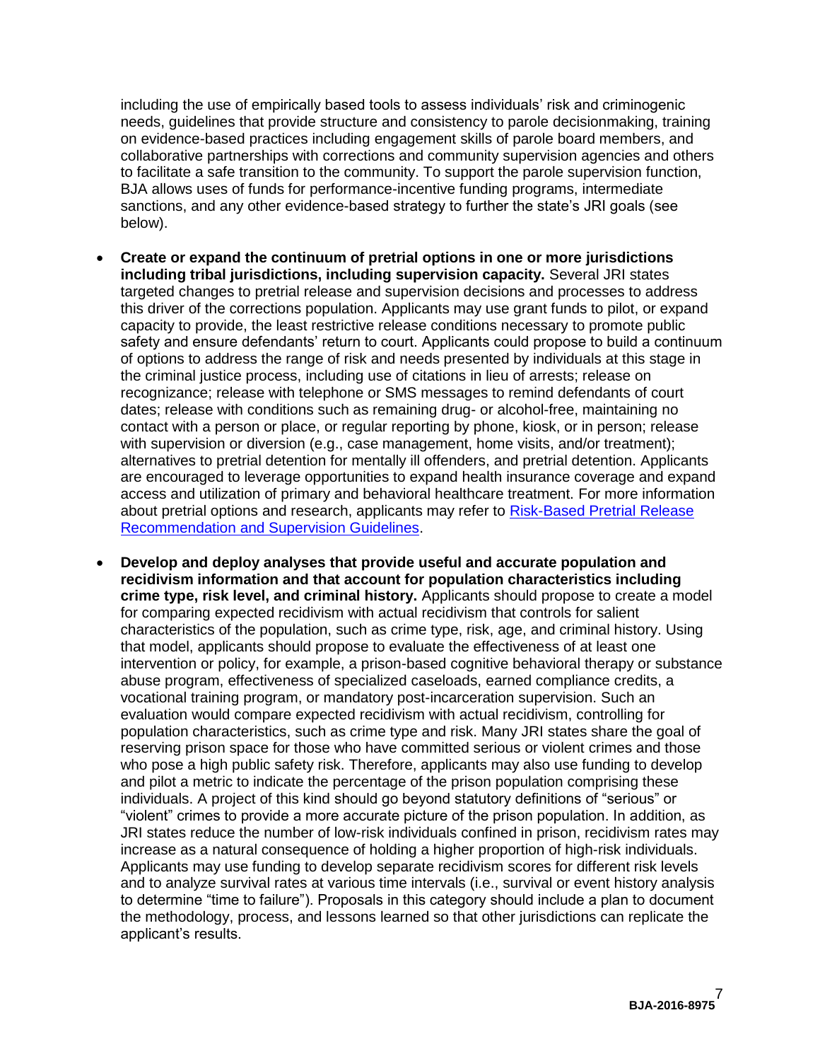including the use of empirically based tools to assess individuals' risk and criminogenic needs, guidelines that provide structure and consistency to parole decisionmaking, training on evidence-based practices including engagement skills of parole board members, and collaborative partnerships with corrections and community supervision agencies and others to facilitate a safe transition to the community. To support the parole supervision function, BJA allows uses of funds for performance-incentive funding programs, intermediate sanctions, and any other evidence-based strategy to further the state's JRI goals (see below).

- **Create or expand the continuum of pretrial options in one or more jurisdictions including tribal jurisdictions, including supervision capacity.** Several JRI states targeted changes to pretrial release and supervision decisions and processes to address this driver of the corrections population. Applicants may use grant funds to pilot, or expand capacity to provide, the least restrictive release conditions necessary to promote public safety and ensure defendants' return to court. Applicants could propose to build a continuum of options to address the range of risk and needs presented by individuals at this stage in the criminal justice process, including use of citations in lieu of arrests; release on recognizance; release with telephone or SMS messages to remind defendants of court dates; release with conditions such as remaining drug- or alcohol-free, maintaining no contact with a person or place, or regular reporting by phone, kiosk, or in person; release with supervision or diversion (e.g., case management, home visits, and/or treatment); alternatives to pretrial detention for mentally ill offenders, and pretrial detention. Applicants are encouraged to leverage opportunities to expand health insurance coverage and expand access and utilization of primary and behavioral healthcare treatment. For more information about pretrial options and research, applicants may refer to Risk-Based Pretrial Release Recommendation and Supervision Guidelines.

- **Develop and deploy analyses that provide useful and accurate population and recidivism information and that account for population characteristics including crime type, risk level, and criminal history.** Applicants should propose to create a model for comparing expected recidivism with actual recidivism that controls for salient characteristics of the population, such as crime type, risk, age, and criminal history. Using that model, applicants should propose to evaluate the effectiveness of at least one intervention or policy, for example, a prison-based cognitive behavioral therapy or substance abuse program, effectiveness of specialized caseloads, earned compliance credits, a vocational training program, or mandatory post-incarceration supervision. Such an evaluation would compare expected recidivism with actual recidivism, controlling for population characteristics, such as crime type and risk. Many JRI states share the goal of reserving prison space for those who have committed serious or violent crimes and those who pose a high public safety risk. Therefore, applicants may also use funding to develop and pilot a metric to indicate the percentage of the prison population comprising these individuals. A project of this kind should go beyond statutory definitions of "serious" or "violent" crimes to provide a more accurate picture of the prison population. In addition, as JRI states reduce the number of low-risk individuals confined in prison, recidivism rates may increase as a natural consequence of holding a higher proportion of high-risk individuals. Applicants may use funding to develop separate recidivism scores for different risk levels and to analyze survival rates at various time intervals (i.e., survival or event history analysis to determine "time to failure"). Proposals in this category should include a plan to document the methodology, process, and lessons learned so that other jurisdictions can replicate the applicant's results.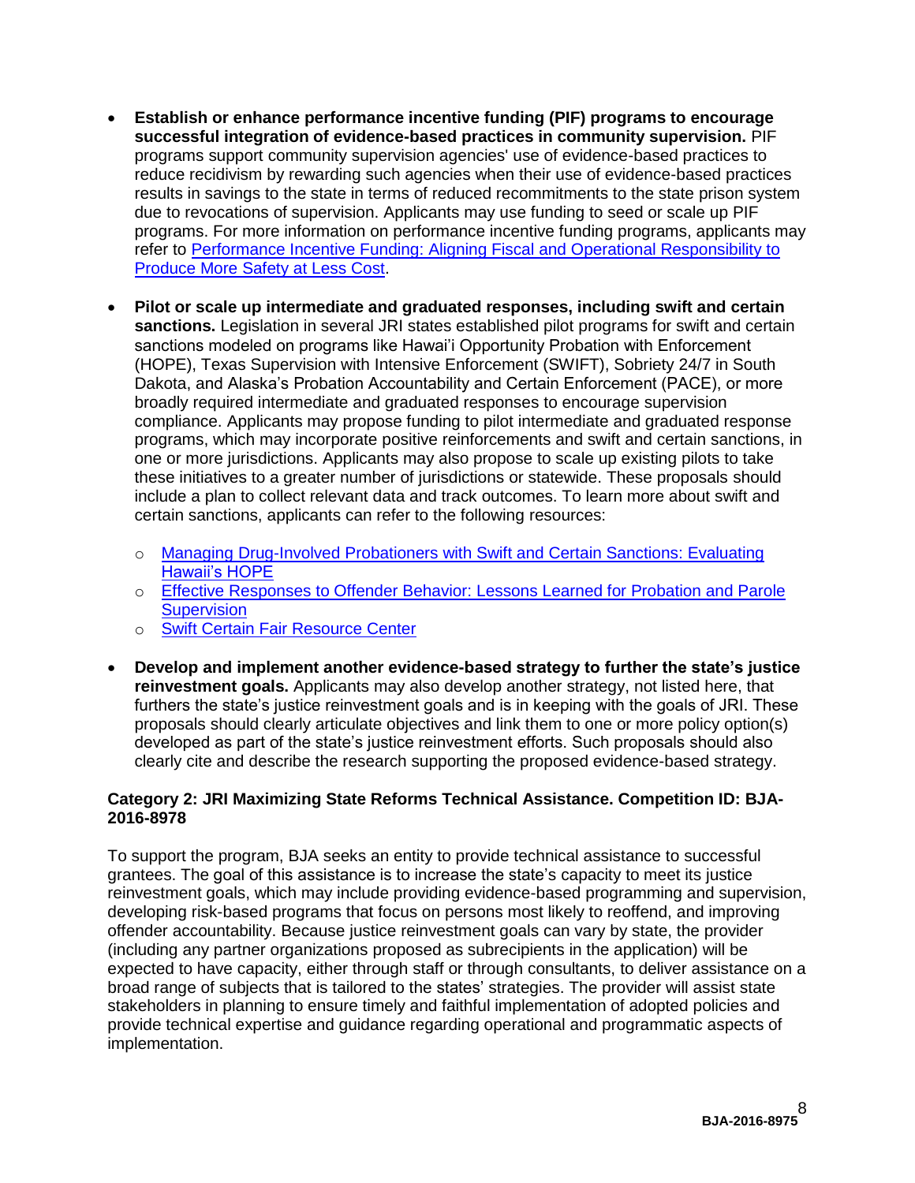- **Establish or enhance performance incentive funding (PIF) programs to encourage successful integration of evidence-based practices in community supervision.** PIF programs support community supervision agencies' use of evidence-based practices to reduce recidivism by rewarding such agencies when their use of evidence-based practices results in savings to the state in terms of reduced recommitments to the state prison system due to revocations of supervision. Applicants may use funding to seed or scale up PIF programs. For more information on performance incentive funding programs, applicants may refer to Performance Incentive Funding: Aligning Fiscal and Operational Responsibility to Produce More Safety at Less Cost.

- **Pilot or scale up intermediate and graduated responses, including swift and certain sanctions.** Legislation in several JRI states established pilot programs for swift and certain sanctions modeled on programs like Hawai'i Opportunity Probation with Enforcement (HOPE), Texas Supervision with Intensive Enforcement (SWIFT), Sobriety 24/7 in South Dakota, and Alaska's Probation Accountability and Certain Enforcement (PACE), or more broadly required intermediate and graduated responses to encourage supervision compliance. Applicants may propose funding to pilot intermediate and graduated response programs, which may incorporate positive reinforcements and swift and certain sanctions, in one or more jurisdictions. Applicants may also propose to scale up existing pilots to take these initiatives to a greater number of jurisdictions or statewide. These proposals should include a plan to collect relevant data and track outcomes. To learn more about swift and certain sanctions, applicants can refer to the following resources:

  - Managing Drug-Involved Probationers with Swift and Certain Sanctions: Evaluating Hawaii's HOPE
  - Effective Responses to Offender Behavior: Lessons Learned for Probation and Parole Supervision
  - Swift Certain Fair Resource Center

- **Develop and implement another evidence-based strategy to further the state's justice reinvestment goals.** Applicants may also develop another strategy, not listed here, that furthers the state's justice reinvestment goals and is in keeping with the goals of JRI. These proposals should clearly articulate objectives and link them to one or more policy option(s) developed as part of the state's justice reinvestment efforts. Such proposals should also clearly cite and describe the research supporting the proposed evidence-based strategy.

**Category 2: JRI Maximizing State Reforms Technical Assistance. Competition ID: BJA-2016-8978**

To support the program, BJA seeks an entity to provide technical assistance to successful grantees. The goal of this assistance is to increase the state's capacity to meet its justice reinvestment goals, which may include providing evidence-based programming and supervision, developing risk-based programs that focus on persons most likely to reoffend, and improving offender accountability. Because justice reinvestment goals can vary by state, the provider (including any partner organizations proposed as subrecipients in the application) will be expected to have capacity, either through staff or through consultants, to deliver assistance on a broad range of subjects that is tailored to the states' strategies. The provider will assist state stakeholders in planning to ensure timely and faithful implementation of adopted policies and provide technical expertise and guidance regarding operational and programmatic aspects of implementation.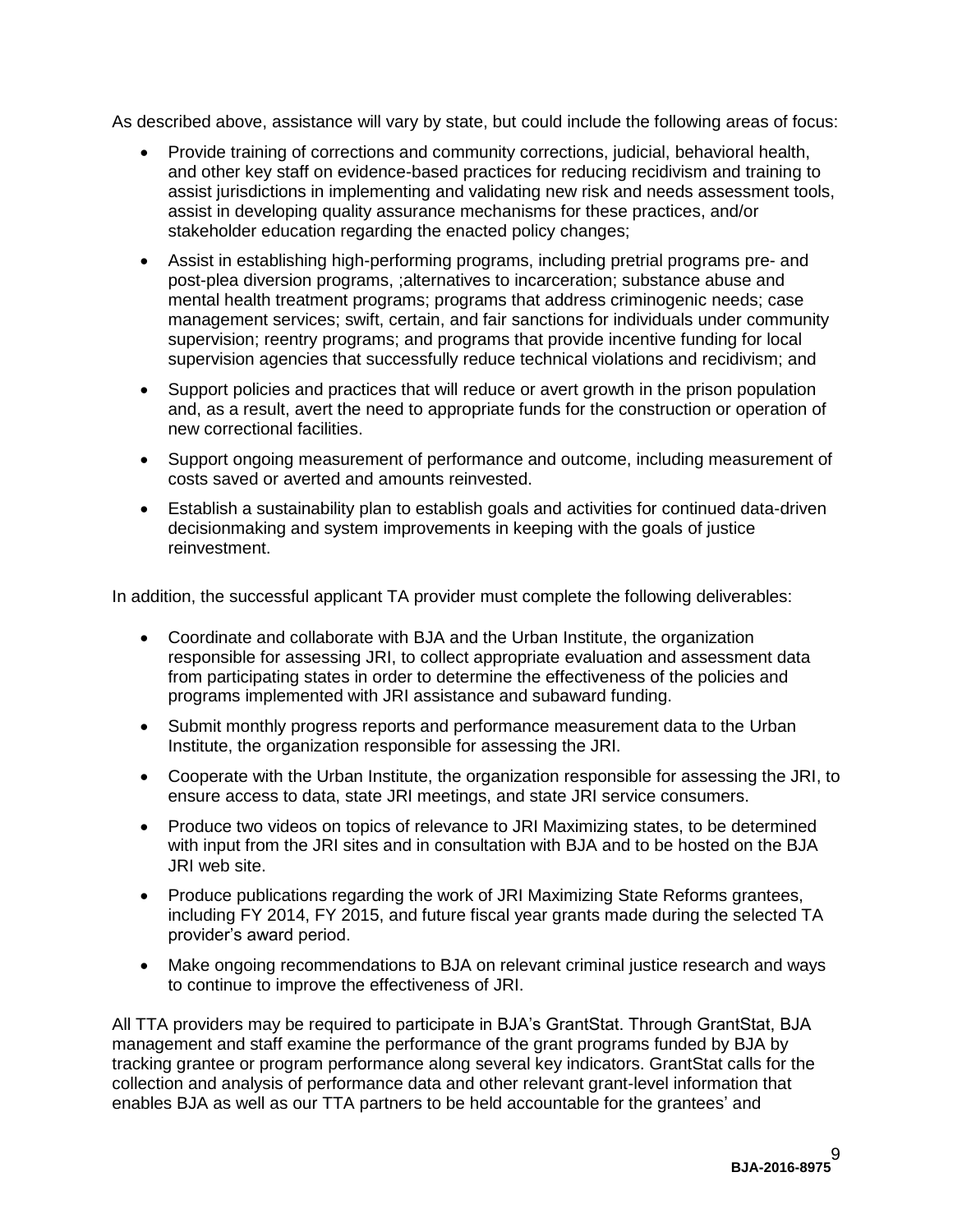As described above, assistance will vary by state, but could include the following areas of focus:

- Provide training of corrections and community corrections, judicial, behavioral health, and other key staff on evidence-based practices for reducing recidivism and training to assist jurisdictions in implementing and validating new risk and needs assessment tools, assist in developing quality assurance mechanisms for these practices, and/or stakeholder education regarding the enacted policy changes;
- Assist in establishing high-performing programs, including pretrial programs pre- and post-plea diversion programs, ;alternatives to incarceration; substance abuse and mental health treatment programs; programs that address criminogenic needs; case management services; swift, certain, and fair sanctions for individuals under community supervision; reentry programs; and programs that provide incentive funding for local supervision agencies that successfully reduce technical violations and recidivism; and
- Support policies and practices that will reduce or avert growth in the prison population and, as a result, avert the need to appropriate funds for the construction or operation of new correctional facilities.
- Support ongoing measurement of performance and outcome, including measurement of costs saved or averted and amounts reinvested.
- Establish a sustainability plan to establish goals and activities for continued data-driven decisionmaking and system improvements in keeping with the goals of justice reinvestment.

In addition, the successful applicant TA provider must complete the following deliverables:

- Coordinate and collaborate with BJA and the Urban Institute, the organization responsible for assessing JRI, to collect appropriate evaluation and assessment data from participating states in order to determine the effectiveness of the policies and programs implemented with JRI assistance and subaward funding.
- Submit monthly progress reports and performance measurement data to the Urban Institute, the organization responsible for assessing the JRI.
- Cooperate with the Urban Institute, the organization responsible for assessing the JRI, to ensure access to data, state JRI meetings, and state JRI service consumers.
- Produce two videos on topics of relevance to JRI Maximizing states, to be determined with input from the JRI sites and in consultation with BJA and to be hosted on the BJA JRI web site.
- Produce publications regarding the work of JRI Maximizing State Reforms grantees, including FY 2014, FY 2015, and future fiscal year grants made during the selected TA provider's award period.
- Make ongoing recommendations to BJA on relevant criminal justice research and ways to continue to improve the effectiveness of JRI.

All TTA providers may be required to participate in BJA's GrantStat. Through GrantStat, BJA management and staff examine the performance of the grant programs funded by BJA by tracking grantee or program performance along several key indicators. GrantStat calls for the collection and analysis of performance data and other relevant grant-level information that enables BJA as well as our TTA partners to be held accountable for the grantees' and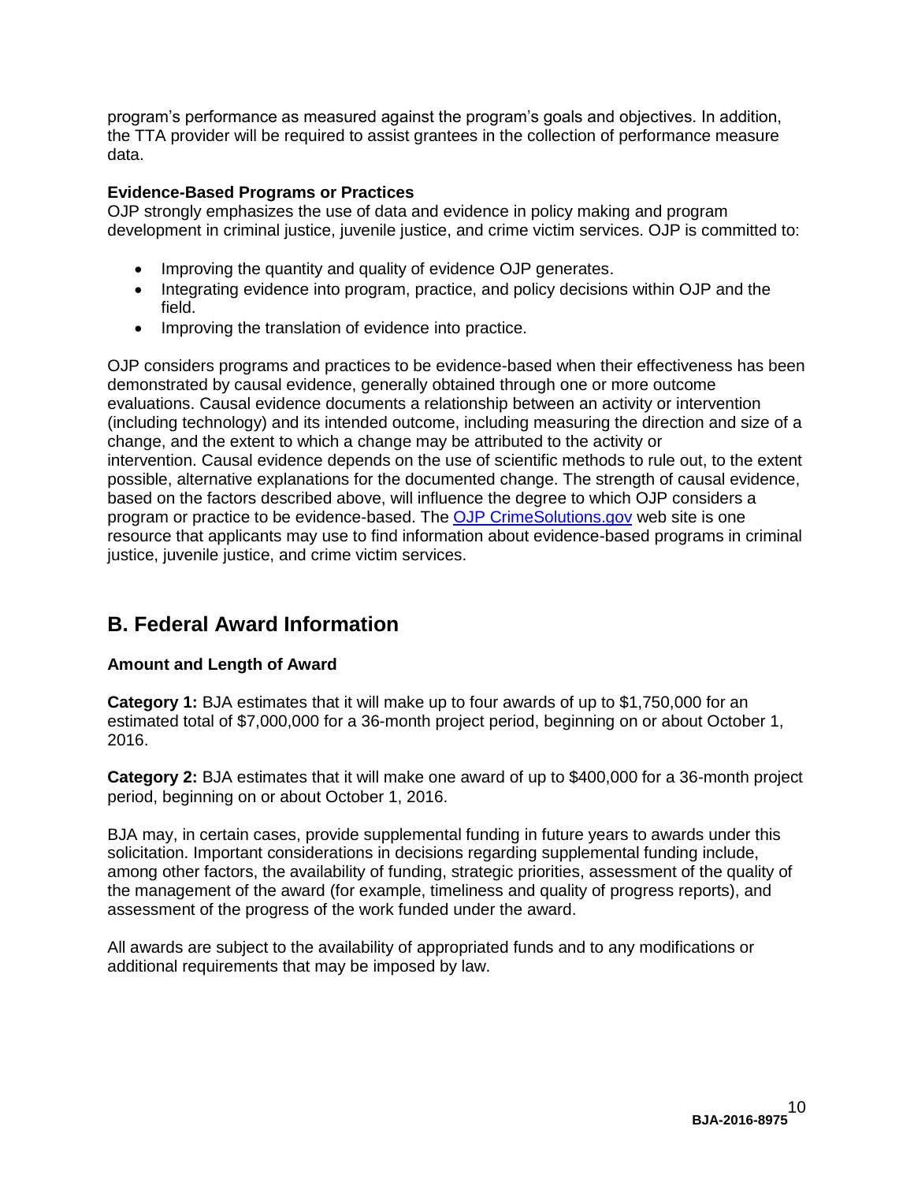program's performance as measured against the program's goals and objectives. In addition, the TTA provider will be required to assist grantees in the collection of performance measure data.

**Evidence-Based Programs or Practices**
OJP strongly emphasizes the use of data and evidence in policy making and program development in criminal justice, juvenile justice, and crime victim services. OJP is committed to:

- Improving the quantity and quality of evidence OJP generates.
- Integrating evidence into program, practice, and policy decisions within OJP and the field.
- Improving the translation of evidence into practice.

OJP considers programs and practices to be evidence-based when their effectiveness has been demonstrated by causal evidence, generally obtained through one or more outcome evaluations. Causal evidence documents a relationship between an activity or intervention (including technology) and its intended outcome, including measuring the direction and size of a change, and the extent to which a change may be attributed to the activity or intervention. Causal evidence depends on the use of scientific methods to rule out, to the extent possible, alternative explanations for the documented change. The strength of causal evidence, based on the factors described above, will influence the degree to which OJP considers a program or practice to be evidence-based. The OJP CrimeSolutions.gov web site is one resource that applicants may use to find information about evidence-based programs in criminal justice, juvenile justice, and crime victim services.

## B. Federal Award Information

**Amount and Length of Award**

**Category 1:** BJA estimates that it will make up to four awards of up to $1,750,000 for an estimated total of $7,000,000 for a 36-month project period, beginning on or about October 1, 2016.

**Category 2:** BJA estimates that it will make one award of up to $400,000 for a 36-month project period, beginning on or about October 1, 2016.

BJA may, in certain cases, provide supplemental funding in future years to awards under this solicitation. Important considerations in decisions regarding supplemental funding include, among other factors, the availability of funding, strategic priorities, assessment of the quality of the management of the award (for example, timeliness and quality of progress reports), and assessment of the progress of the work funded under the award.

All awards are subject to the availability of appropriated funds and to any modifications or additional requirements that may be imposed by law.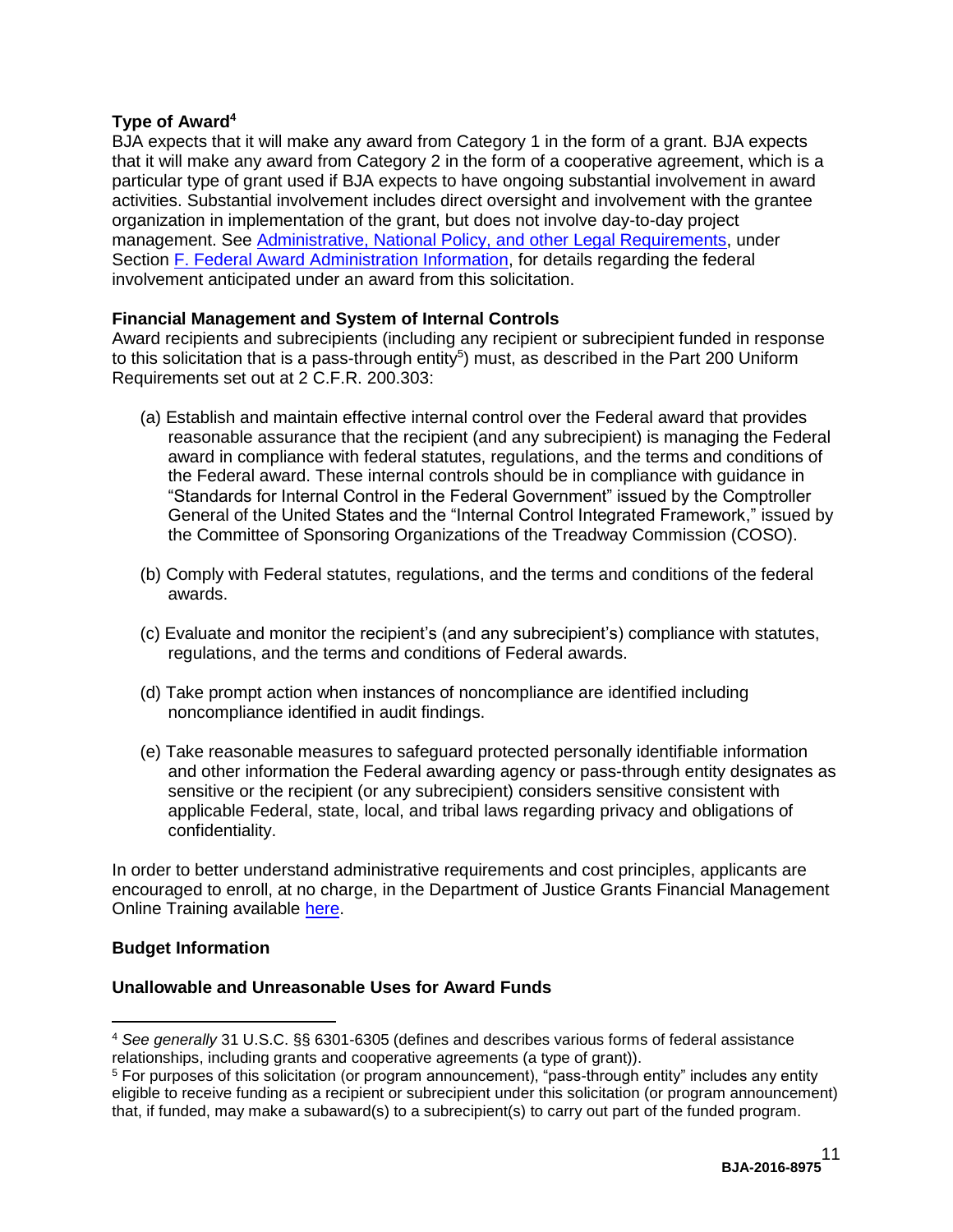**Type of Award**[4]

BJA expects that it will make any award from Category 1 in the form of a grant. BJA expects that it will make any award from Category 2 in the form of a cooperative agreement, which is a particular type of grant used if BJA expects to have ongoing substantial involvement in award activities. Substantial involvement includes direct oversight and involvement with the grantee organization in implementation of the grant, but does not involve day-to-day project management. See Administrative, National Policy, and other Legal Requirements, under Section F. Federal Award Administration Information, for details regarding the federal involvement anticipated under an award from this solicitation.

**Financial Management and System of Internal Controls**

Award recipients and subrecipients (including any recipient or subrecipient funded in response to this solicitation that is a pass-through entity[5]) must, as described in the Part 200 Uniform Requirements set out at 2 C.F.R. 200.303:

(a) Establish and maintain effective internal control over the Federal award that provides reasonable assurance that the recipient (and any subrecipient) is managing the Federal award in compliance with federal statutes, regulations, and the terms and conditions of the Federal award. These internal controls should be in compliance with guidance in "Standards for Internal Control in the Federal Government" issued by the Comptroller General of the United States and the "Internal Control Integrated Framework," issued by the Committee of Sponsoring Organizations of the Treadway Commission (COSO).

(b) Comply with Federal statutes, regulations, and the terms and conditions of the federal awards.

(c) Evaluate and monitor the recipient's (and any subrecipient's) compliance with statutes, regulations, and the terms and conditions of Federal awards.

(d) Take prompt action when instances of noncompliance are identified including noncompliance identified in audit findings.

(e) Take reasonable measures to safeguard protected personally identifiable information and other information the Federal awarding agency or pass-through entity designates as sensitive or the recipient (or any subrecipient) considers sensitive consistent with applicable Federal, state, local, and tribal laws regarding privacy and obligations of confidentiality.

In order to better understand administrative requirements and cost principles, applicants are encouraged to enroll, at no charge, in the Department of Justice Grants Financial Management Online Training available here.

**Budget Information**

**Unallowable and Unreasonable Uses for Award Funds**

---

[4] *See generally* 31 U.S.C. §§ 6301-6305 (defines and describes various forms of federal assistance relationships, including grants and cooperative agreements (a type of grant)).

[5] For purposes of this solicitation (or program announcement), "pass-through entity" includes any entity eligible to receive funding as a recipient or subrecipient under this solicitation (or program announcement) that, if funded, may make a subaward(s) to a subrecipient(s) to carry out part of the funded program.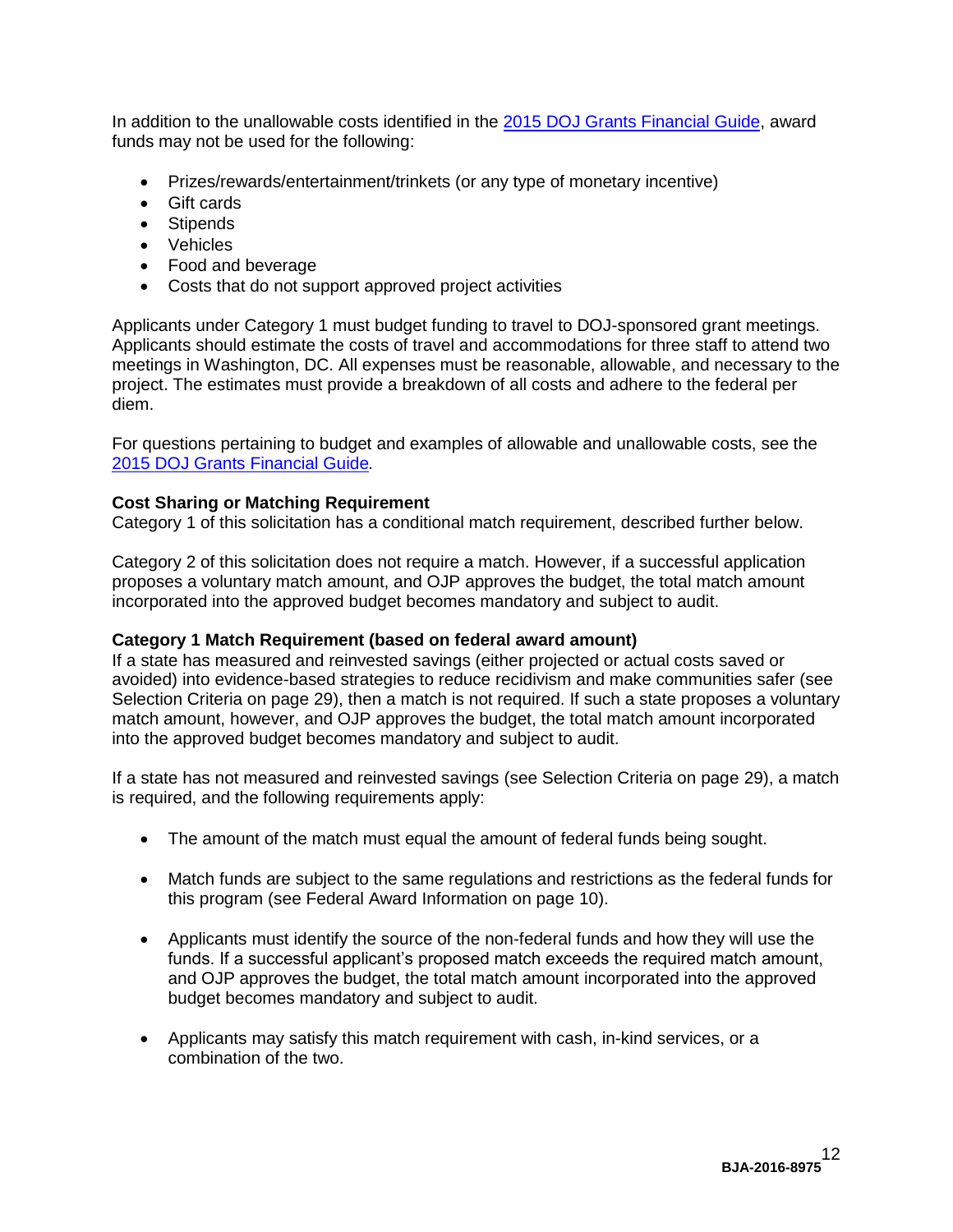In addition to the unallowable costs identified in the 2015 DOJ Grants Financial Guide, award funds may not be used for the following:

- Prizes/rewards/entertainment/trinkets (or any type of monetary incentive)
- Gift cards
- Stipends
- Vehicles
- Food and beverage
- Costs that do not support approved project activities

Applicants under Category 1 must budget funding to travel to DOJ-sponsored grant meetings. Applicants should estimate the costs of travel and accommodations for three staff to attend two meetings in Washington, DC. All expenses must be reasonable, allowable, and necessary to the project. The estimates must provide a breakdown of all costs and adhere to the federal per diem.

For questions pertaining to budget and examples of allowable and unallowable costs, see the 2015 DOJ Grants Financial Guide.

**Cost Sharing or Matching Requirement**
Category 1 of this solicitation has a conditional match requirement, described further below.

Category 2 of this solicitation does not require a match. However, if a successful application proposes a voluntary match amount, and OJP approves the budget, the total match amount incorporated into the approved budget becomes mandatory and subject to audit.

**Category 1 Match Requirement (based on federal award amount)**
If a state has measured and reinvested savings (either projected or actual costs saved or avoided) into evidence-based strategies to reduce recidivism and make communities safer (see Selection Criteria on page 29), then a match is not required. If such a state proposes a voluntary match amount, however, and OJP approves the budget, the total match amount incorporated into the approved budget becomes mandatory and subject to audit.

If a state has not measured and reinvested savings (see Selection Criteria on page 29), a match is required, and the following requirements apply:

- The amount of the match must equal the amount of federal funds being sought.
- Match funds are subject to the same regulations and restrictions as the federal funds for this program (see Federal Award Information on page 10).
- Applicants must identify the source of the non-federal funds and how they will use the funds. If a successful applicant's proposed match exceeds the required match amount, and OJP approves the budget, the total match amount incorporated into the approved budget becomes mandatory and subject to audit.
- Applicants may satisfy this match requirement with cash, in-kind services, or a combination of the two.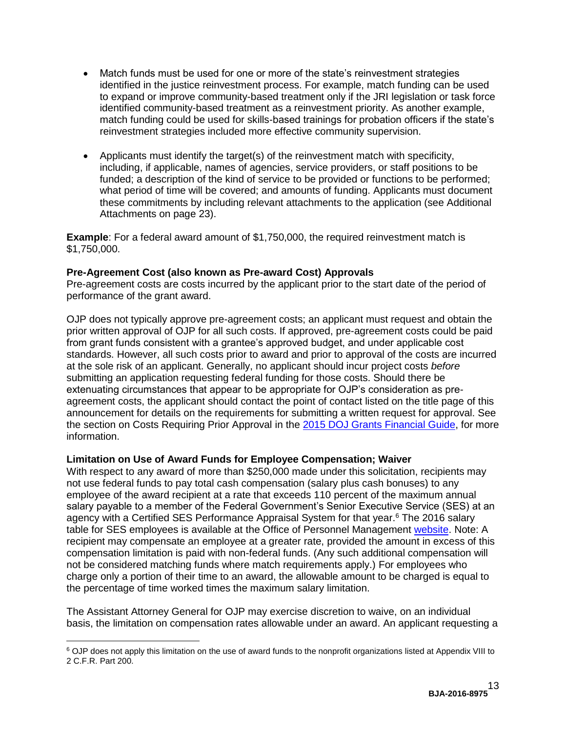- Match funds must be used for one or more of the state's reinvestment strategies identified in the justice reinvestment process. For example, match funding can be used to expand or improve community-based treatment only if the JRI legislation or task force identified community-based treatment as a reinvestment priority. As another example, match funding could be used for skills-based trainings for probation officers if the state's reinvestment strategies included more effective community supervision.

- Applicants must identify the target(s) of the reinvestment match with specificity, including, if applicable, names of agencies, service providers, or staff positions to be funded; a description of the kind of service to be provided or functions to be performed; what period of time will be covered; and amounts of funding. Applicants must document these commitments by including relevant attachments to the application (see Additional Attachments on page 23).

**Example**: For a federal award amount of $1,750,000, the required reinvestment match is $1,750,000.

**Pre-Agreement Cost (also known as Pre-award Cost) Approvals**
Pre-agreement costs are costs incurred by the applicant prior to the start date of the period of performance of the grant award.

OJP does not typically approve pre-agreement costs; an applicant must request and obtain the prior written approval of OJP for all such costs. If approved, pre-agreement costs could be paid from grant funds consistent with a grantee's approved budget, and under applicable cost standards. However, all such costs prior to award and prior to approval of the costs are incurred at the sole risk of an applicant. Generally, no applicant should incur project costs *before* submitting an application requesting federal funding for those costs. Should there be extenuating circumstances that appear to be appropriate for OJP's consideration as pre-agreement costs, the applicant should contact the point of contact listed on the title page of this announcement for details on the requirements for submitting a written request for approval. See the section on Costs Requiring Prior Approval in the 2015 DOJ Grants Financial Guide, for more information.

**Limitation on Use of Award Funds for Employee Compensation; Waiver**
With respect to any award of more than $250,000 made under this solicitation, recipients may not use federal funds to pay total cash compensation (salary plus cash bonuses) to any employee of the award recipient at a rate that exceeds 110 percent of the maximum annual salary payable to a member of the Federal Government's Senior Executive Service (SES) at an agency with a Certified SES Performance Appraisal System for that year.[6] The 2016 salary table for SES employees is available at the Office of Personnel Management website. Note: A recipient may compensate an employee at a greater rate, provided the amount in excess of this compensation limitation is paid with non-federal funds. (Any such additional compensation will not be considered matching funds where match requirements apply.) For employees who charge only a portion of their time to an award, the allowable amount to be charged is equal to the percentage of time worked times the maximum salary limitation.

The Assistant Attorney General for OJP may exercise discretion to waive, on an individual basis, the limitation on compensation rates allowable under an award. An applicant requesting a

[6] OJP does not apply this limitation on the use of award funds to the nonprofit organizations listed at Appendix VIII to 2 C.F.R. Part 200.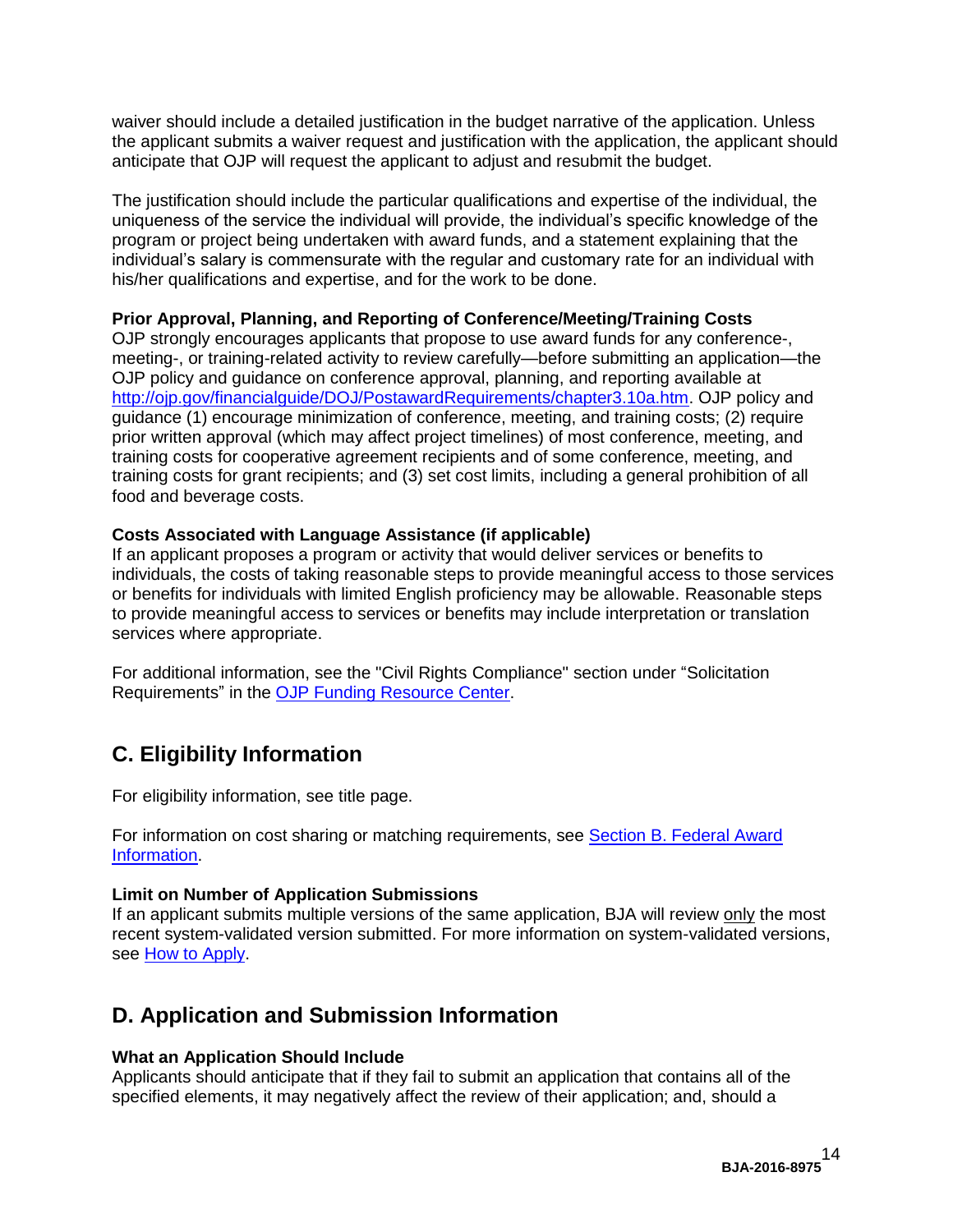waiver should include a detailed justification in the budget narrative of the application. Unless the applicant submits a waiver request and justification with the application, the applicant should anticipate that OJP will request the applicant to adjust and resubmit the budget.

The justification should include the particular qualifications and expertise of the individual, the uniqueness of the service the individual will provide, the individual's specific knowledge of the program or project being undertaken with award funds, and a statement explaining that the individual's salary is commensurate with the regular and customary rate for an individual with his/her qualifications and expertise, and for the work to be done.

**Prior Approval, Planning, and Reporting of Conference/Meeting/Training Costs**
OJP strongly encourages applicants that propose to use award funds for any conference-, meeting-, or training-related activity to review carefully—before submitting an application—the OJP policy and guidance on conference approval, planning, and reporting available at [http://ojp.gov/financialguide/DOJ/PostawardRequirements/chapter3.10a.htm](http://ojp.gov/financialguide/DOJ/PostawardRequirements/chapter3.10a.htm). OJP policy and guidance (1) encourage minimization of conference, meeting, and training costs; (2) require prior written approval (which may affect project timelines) of most conference, meeting, and training costs for cooperative agreement recipients and of some conference, meeting, and training costs for grant recipients; and (3) set cost limits, including a general prohibition of all food and beverage costs.

**Costs Associated with Language Assistance (if applicable)**
If an applicant proposes a program or activity that would deliver services or benefits to individuals, the costs of taking reasonable steps to provide meaningful access to those services or benefits for individuals with limited English proficiency may be allowable. Reasonable steps to provide meaningful access to services or benefits may include interpretation or translation services where appropriate.

For additional information, see the "Civil Rights Compliance" section under "Solicitation Requirements" in the OJP Funding Resource Center.

## C. Eligibility Information

For eligibility information, see title page.

For information on cost sharing or matching requirements, see Section B. Federal Award Information.

**Limit on Number of Application Submissions**
If an applicant submits multiple versions of the same application, BJA will review only the most recent system-validated version submitted. For more information on system-validated versions, see How to Apply.

## D. Application and Submission Information

**What an Application Should Include**
Applicants should anticipate that if they fail to submit an application that contains all of the specified elements, it may negatively affect the review of their application; and, should a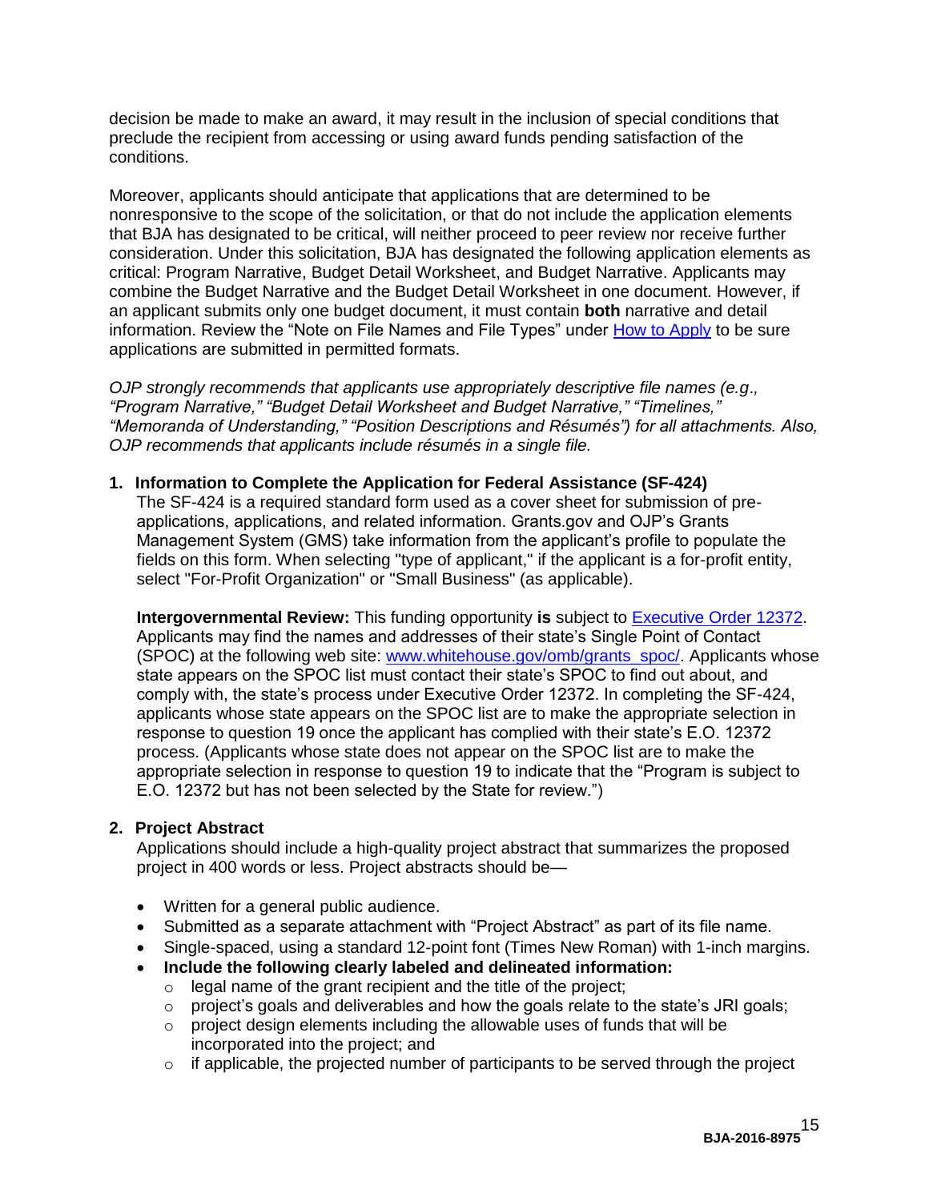decision be made to make an award, it may result in the inclusion of special conditions that preclude the recipient from accessing or using award funds pending satisfaction of the conditions.

Moreover, applicants should anticipate that applications that are determined to be nonresponsive to the scope of the solicitation, or that do not include the application elements that BJA has designated to be critical, will neither proceed to peer review nor receive further consideration. Under this solicitation, BJA has designated the following application elements as critical: Program Narrative, Budget Detail Worksheet, and Budget Narrative. Applicants may combine the Budget Narrative and the Budget Detail Worksheet in one document. However, if an applicant submits only one budget document, it must contain **both** narrative and detail information. Review the "Note on File Names and File Types" under How to Apply to be sure applications are submitted in permitted formats.

*OJP strongly recommends that applicants use appropriately descriptive file names (e.g., "Program Narrative," "Budget Detail Worksheet and Budget Narrative," "Timelines," "Memoranda of Understanding," "Position Descriptions and Résumés") for all attachments. Also, OJP recommends that applicants include résumés in a single file.*

**1. Information to Complete the Application for Federal Assistance (SF-424)**

The SF-424 is a required standard form used as a cover sheet for submission of pre-applications, applications, and related information. Grants.gov and OJP's Grants Management System (GMS) take information from the applicant's profile to populate the fields on this form. When selecting "type of applicant," if the applicant is a for-profit entity, select "For-Profit Organization" or "Small Business" (as applicable).

**Intergovernmental Review:** This funding opportunity **is** subject to Executive Order 12372. Applicants may find the names and addresses of their state's Single Point of Contact (SPOC) at the following web site: www.whitehouse.gov/omb/grants_spoc/. Applicants whose state appears on the SPOC list must contact their state's SPOC to find out about, and comply with, the state's process under Executive Order 12372. In completing the SF-424, applicants whose state appears on the SPOC list are to make the appropriate selection in response to question 19 once the applicant has complied with their state's E.O. 12372 process. (Applicants whose state does not appear on the SPOC list are to make the appropriate selection in response to question 19 to indicate that the "Program is subject to E.O. 12372 but has not been selected by the State for review.")

**2. Project Abstract**

Applications should include a high-quality project abstract that summarizes the proposed project in 400 words or less. Project abstracts should be—

- Written for a general public audience.
- Submitted as a separate attachment with "Project Abstract" as part of its file name.
- Single-spaced, using a standard 12-point font (Times New Roman) with 1-inch margins.
- **Include the following clearly labeled and delineated information:**
  - legal name of the grant recipient and the title of the project;
  - project's goals and deliverables and how the goals relate to the state's JRI goals;
  - project design elements including the allowable uses of funds that will be incorporated into the project; and
  - if applicable, the projected number of participants to be served through the project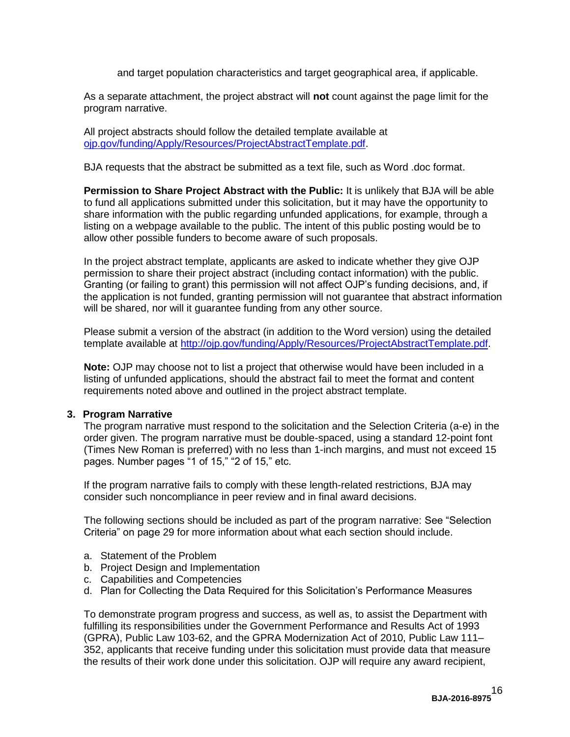and target population characteristics and target geographical area, if applicable.

As a separate attachment, the project abstract will **not** count against the page limit for the program narrative.

All project abstracts should follow the detailed template available at [ojp.gov/funding/Apply/Resources/ProjectAbstractTemplate.pdf](ojp.gov/funding/Apply/Resources/ProjectAbstractTemplate.pdf).

BJA requests that the abstract be submitted as a text file, such as Word .doc format.

**Permission to Share Project Abstract with the Public:** It is unlikely that BJA will be able to fund all applications submitted under this solicitation, but it may have the opportunity to share information with the public regarding unfunded applications, for example, through a listing on a webpage available to the public. The intent of this public posting would be to allow other possible funders to become aware of such proposals.

In the project abstract template, applicants are asked to indicate whether they give OJP permission to share their project abstract (including contact information) with the public. Granting (or failing to grant) this permission will not affect OJP's funding decisions, and, if the application is not funded, granting permission will not guarantee that abstract information will be shared, nor will it guarantee funding from any other source.

Please submit a version of the abstract (in addition to the Word version) using the detailed template available at [http://ojp.gov/funding/Apply/Resources/ProjectAbstractTemplate.pdf](http://ojp.gov/funding/Apply/Resources/ProjectAbstractTemplate.pdf).

**Note:** OJP may choose not to list a project that otherwise would have been included in a listing of unfunded applications, should the abstract fail to meet the format and content requirements noted above and outlined in the project abstract template.

**3. Program Narrative**

The program narrative must respond to the solicitation and the Selection Criteria (a-e) in the order given. The program narrative must be double-spaced, using a standard 12-point font (Times New Roman is preferred) with no less than 1-inch margins, and must not exceed 15 pages. Number pages "1 of 15," "2 of 15," etc.

If the program narrative fails to comply with these length-related restrictions, BJA may consider such noncompliance in peer review and in final award decisions.

The following sections should be included as part of the program narrative: See "Selection Criteria" on page 29 for more information about what each section should include.

a. Statement of the Problem
b. Project Design and Implementation
c. Capabilities and Competencies
d. Plan for Collecting the Data Required for this Solicitation's Performance Measures

To demonstrate program progress and success, as well as, to assist the Department with fulfilling its responsibilities under the Government Performance and Results Act of 1993 (GPRA), Public Law 103-62, and the GPRA Modernization Act of 2010, Public Law 111–352, applicants that receive funding under this solicitation must provide data that measure the results of their work done under this solicitation. OJP will require any award recipient,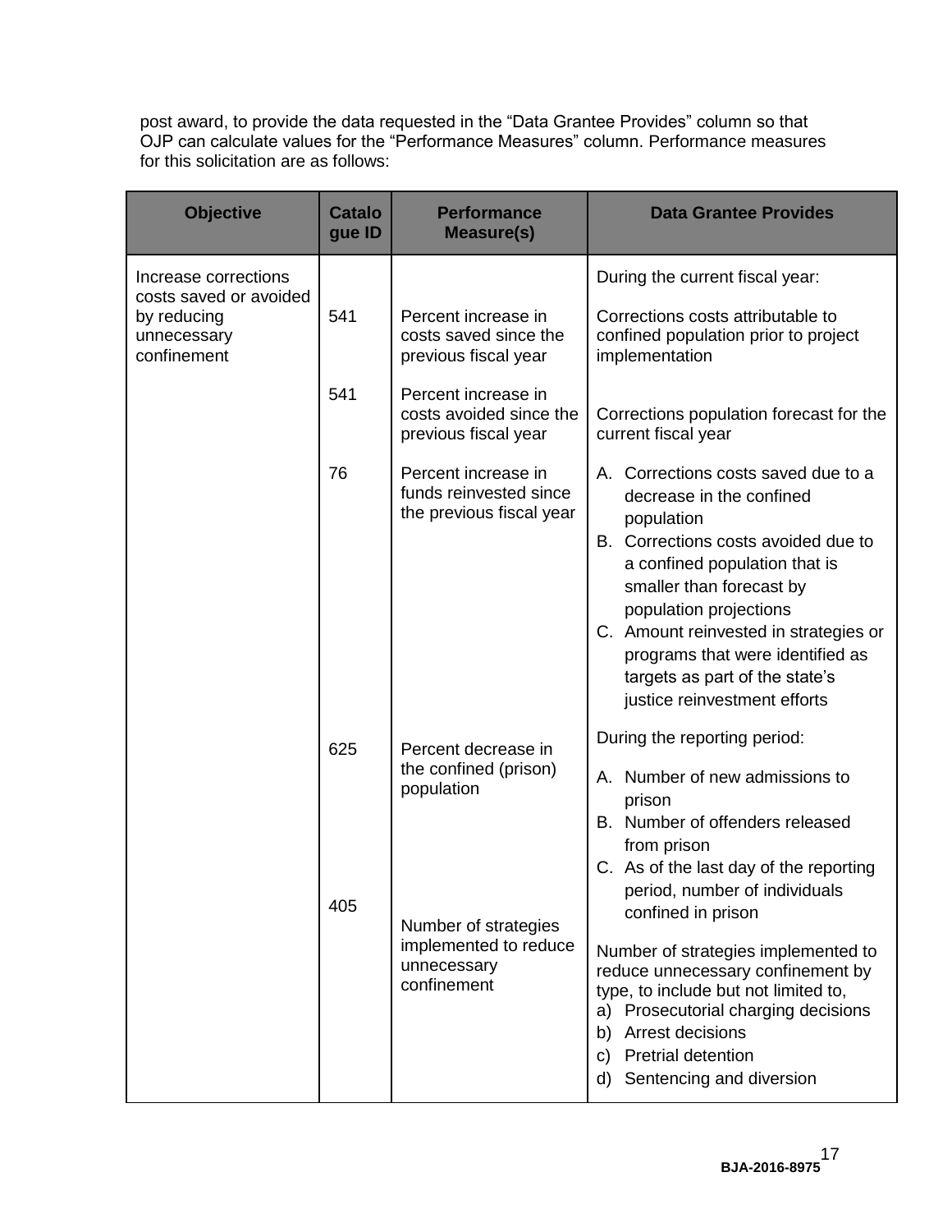post award, to provide the data requested in the "Data Grantee Provides" column so that OJP can calculate values for the "Performance Measures" column. Performance measures for this solicitation are as follows:

| Objective | Catalogue ID | Performance Measure(s) | Data Grantee Provides |
|---|---|---|---|
| Increase corrections costs saved or avoided by reducing unnecessary confinement | 541 | Percent increase in costs saved since the previous fiscal year | During the current fiscal year:<br><br>Corrections costs attributable to confined population prior to project implementation |
| | 541 | Percent increase in costs avoided since the previous fiscal year | Corrections population forecast for the current fiscal year |
| | 76 | Percent increase in funds reinvested since the previous fiscal year | A. Corrections costs saved due to a decrease in the confined population<br>B. Corrections costs avoided due to a confined population that is smaller than forecast by population projections<br>C. Amount reinvested in strategies or programs that were identified as targets as part of the state's justice reinvestment efforts |
| | 625 | Percent decrease in the confined (prison) population | During the reporting period:<br><br>A. Number of new admissions to prison<br>B. Number of offenders released from prison<br>C. As of the last day of the reporting period, number of individuals confined in prison |
| | 405 | Number of strategies implemented to reduce unnecessary confinement | Number of strategies implemented to reduce unnecessary confinement by type, to include but not limited to,<br>a) Prosecutorial charging decisions<br>b) Arrest decisions<br>c) Pretrial detention<br>d) Sentencing and diversion |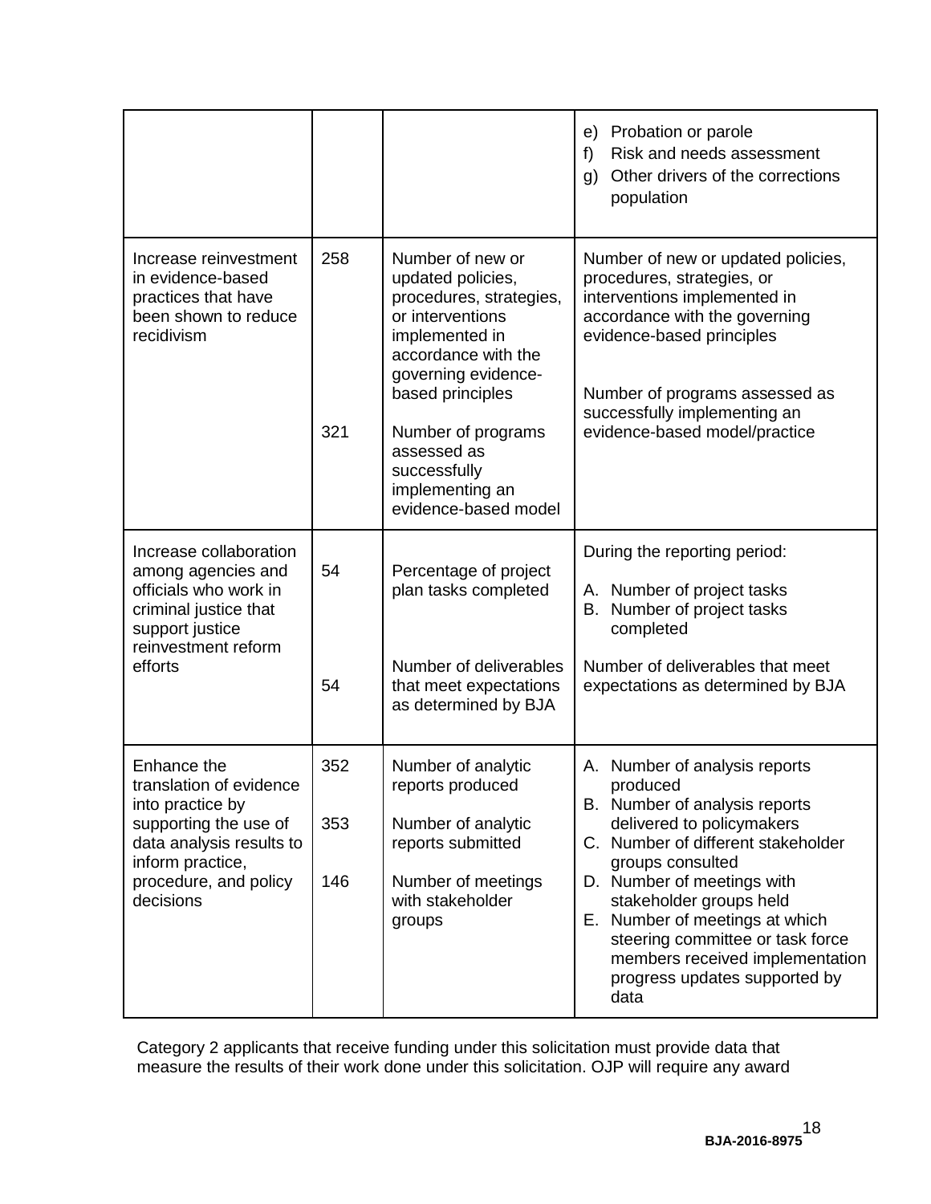| | | | |
|---|---|---|---|
| | | | e) Probation or parole<br>f) Risk and needs assessment<br>g) Other drivers of the corrections population |
| Increase reinvestment in evidence-based practices that have been shown to reduce recidivism | 258<br><br>321 | Number of new or updated policies, procedures, strategies, or interventions implemented in accordance with the governing evidence-based principles<br><br>Number of programs assessed as successfully implementing an evidence-based model | Number of new or updated policies, procedures, strategies, or interventions implemented in accordance with the governing evidence-based principles<br><br>Number of programs assessed as successfully implementing an evidence-based model/practice |
| Increase collaboration among agencies and officials who work in criminal justice that support justice reinvestment reform efforts | 54<br><br>54 | Percentage of project plan tasks completed<br><br>Number of deliverables that meet expectations as determined by BJA | During the reporting period:<br>A. Number of project tasks<br>B. Number of project tasks completed<br><br>Number of deliverables that meet expectations as determined by BJA |
| Enhance the translation of evidence into practice by supporting the use of data analysis results to inform practice, procedure, and policy decisions | 352<br><br>353<br><br>146 | Number of analytic reports produced<br><br>Number of analytic reports submitted<br><br>Number of meetings with stakeholder groups | A. Number of analysis reports produced<br>B. Number of analysis reports delivered to policymakers<br>C. Number of different stakeholder groups consulted<br>D. Number of meetings with stakeholder groups held<br>E. Number of meetings at which steering committee or task force members received implementation progress updates supported by data |

Category 2 applicants that receive funding under this solicitation must provide data that measure the results of their work done under this solicitation. OJP will require any award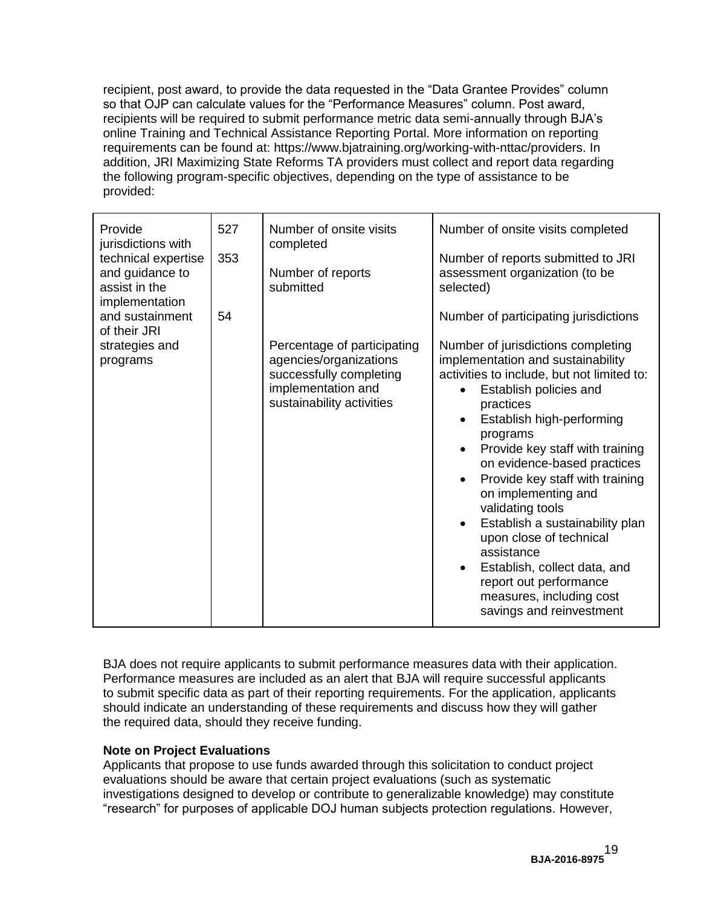recipient, post award, to provide the data requested in the "Data Grantee Provides" column so that OJP can calculate values for the "Performance Measures" column. Post award, recipients will be required to submit performance metric data semi-annually through BJA's online Training and Technical Assistance Reporting Portal. More information on reporting requirements can be found at: https://www.bjatraining.org/working-with-nttac/providers. In addition, JRI Maximizing State Reforms TA providers must collect and report data regarding the following program-specific objectives, depending on the type of assistance to be provided:

| | | | |
|---|---|---|---|
| Provide jurisdictions with technical expertise and guidance to assist in the implementation and sustainment of their JRI strategies and programs | 527 | Number of onsite visits completed | Number of onsite visits completed |
| | 353 | Number of reports submitted | Number of reports submitted to JRI assessment organization (to be selected) |
| | 54 | | Number of participating jurisdictions |
| | | Percentage of participating agencies/organizations successfully completing implementation and sustainability activities | Number of jurisdictions completing implementation and sustainability activities to include, but not limited to:<br>• Establish policies and practices<br>• Establish high-performing programs<br>• Provide key staff with training on evidence-based practices<br>• Provide key staff with training on implementing and validating tools<br>• Establish a sustainability plan upon close of technical assistance<br>• Establish, collect data, and report out performance measures, including cost savings and reinvestment |

BJA does not require applicants to submit performance measures data with their application. Performance measures are included as an alert that BJA will require successful applicants to submit specific data as part of their reporting requirements. For the application, applicants should indicate an understanding of these requirements and discuss how they will gather the required data, should they receive funding.

**Note on Project Evaluations**

Applicants that propose to use funds awarded through this solicitation to conduct project evaluations should be aware that certain project evaluations (such as systematic investigations designed to develop or contribute to generalizable knowledge) may constitute "research" for purposes of applicable DOJ human subjects protection regulations. However,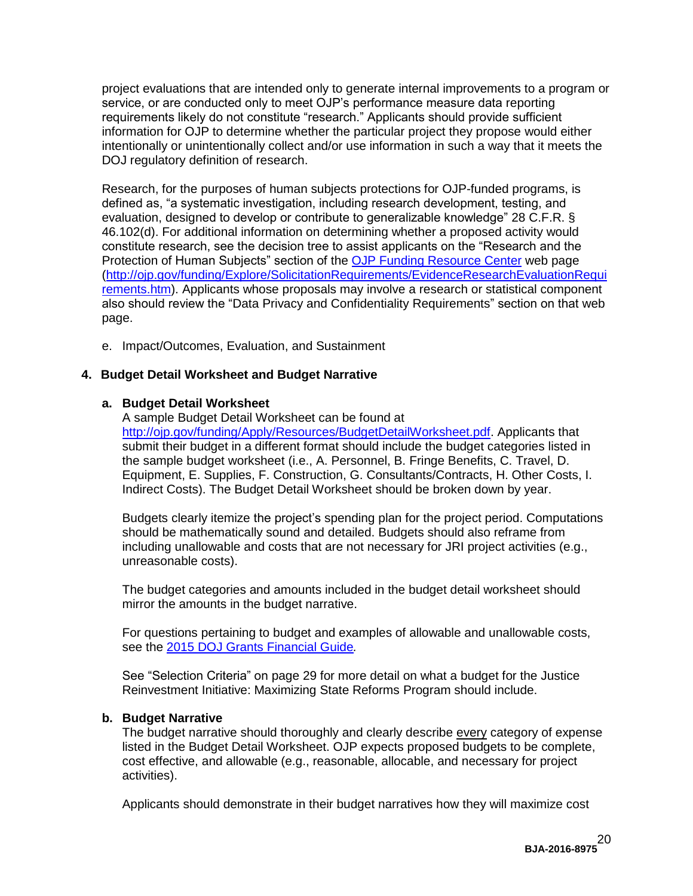project evaluations that are intended only to generate internal improvements to a program or service, or are conducted only to meet OJP's performance measure data reporting requirements likely do not constitute "research." Applicants should provide sufficient information for OJP to determine whether the particular project they propose would either intentionally or unintentionally collect and/or use information in such a way that it meets the DOJ regulatory definition of research.

Research, for the purposes of human subjects protections for OJP-funded programs, is defined as, "a systematic investigation, including research development, testing, and evaluation, designed to develop or contribute to generalizable knowledge" 28 C.F.R. § 46.102(d). For additional information on determining whether a proposed activity would constitute research, see the decision tree to assist applicants on the "Research and the Protection of Human Subjects" section of the [OJP Funding Resource Center](http://ojp.gov/funding/Explore/SolicitationRequirements/EvidenceResearchEvaluationRequirements.htm) web page (http://ojp.gov/funding/Explore/SolicitationRequirements/EvidenceResearchEvaluationRequirements.htm). Applicants whose proposals may involve a research or statistical component also should review the "Data Privacy and Confidentiality Requirements" section on that web page.

e. Impact/Outcomes, Evaluation, and Sustainment

### 4. Budget Detail Worksheet and Budget Narrative

#### a. Budget Detail Worksheet

A sample Budget Detail Worksheet can be found at http://ojp.gov/funding/Apply/Resources/BudgetDetailWorksheet.pdf. Applicants that submit their budget in a different format should include the budget categories listed in the sample budget worksheet (i.e., A. Personnel, B. Fringe Benefits, C. Travel, D. Equipment, E. Supplies, F. Construction, G. Consultants/Contracts, H. Other Costs, I. Indirect Costs). The Budget Detail Worksheet should be broken down by year.

Budgets clearly itemize the project's spending plan for the project period. Computations should be mathematically sound and detailed. Budgets should also reframe from including unallowable and costs that are not necessary for JRI project activities (e.g., unreasonable costs).

The budget categories and amounts included in the budget detail worksheet should mirror the amounts in the budget narrative.

For questions pertaining to budget and examples of allowable and unallowable costs, see the [2015 DOJ Grants Financial Guide](#).

See "Selection Criteria" on page 29 for more detail on what a budget for the Justice Reinvestment Initiative: Maximizing State Reforms Program should include.

#### b. Budget Narrative

The budget narrative should thoroughly and clearly describe every category of expense listed in the Budget Detail Worksheet. OJP expects proposed budgets to be complete, cost effective, and allowable (e.g., reasonable, allocable, and necessary for project activities).

Applicants should demonstrate in their budget narratives how they will maximize cost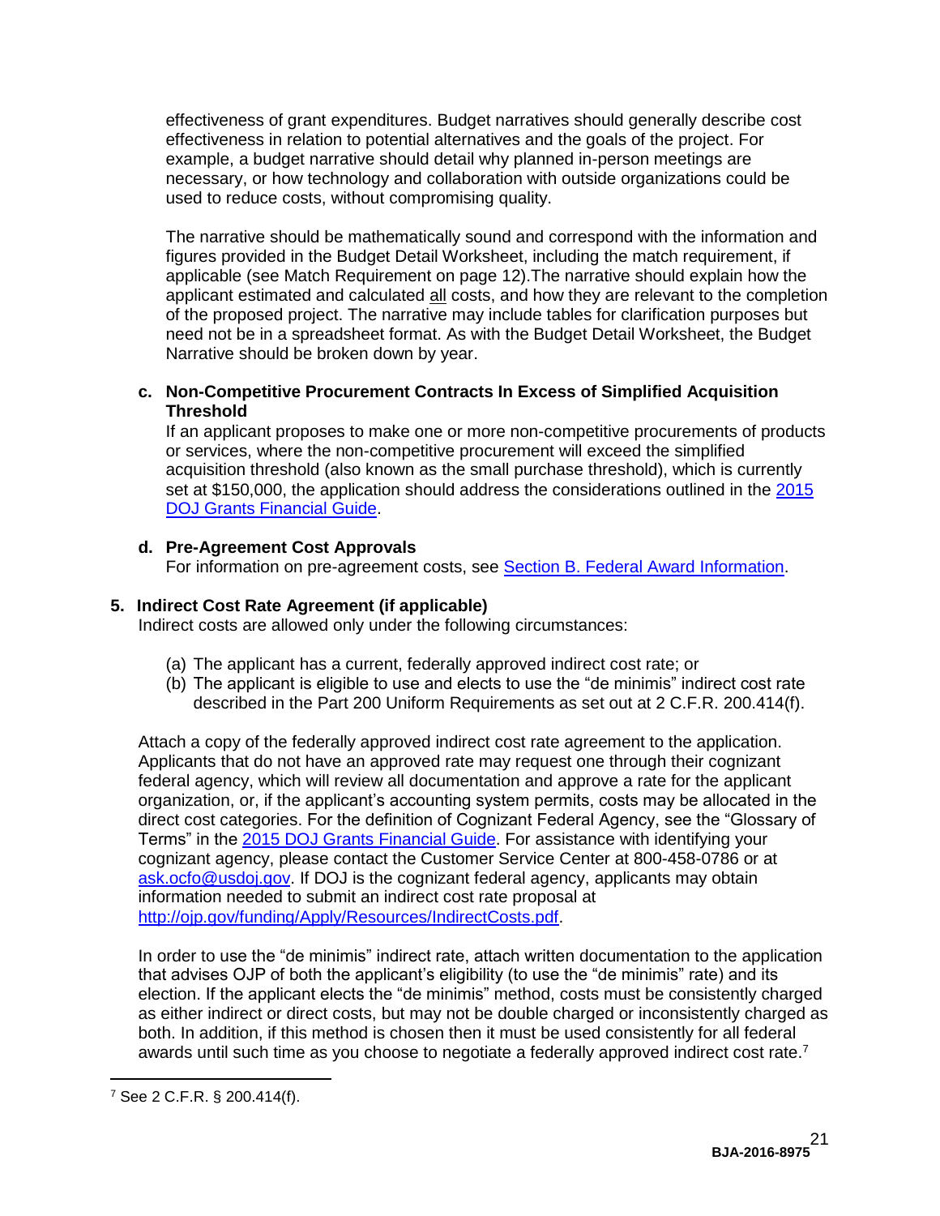effectiveness of grant expenditures. Budget narratives should generally describe cost effectiveness in relation to potential alternatives and the goals of the project. For example, a budget narrative should detail why planned in-person meetings are necessary, or how technology and collaboration with outside organizations could be used to reduce costs, without compromising quality.

The narrative should be mathematically sound and correspond with the information and figures provided in the Budget Detail Worksheet, including the match requirement, if applicable (see Match Requirement on page 12).The narrative should explain how the applicant estimated and calculated all costs, and how they are relevant to the completion of the proposed project. The narrative may include tables for clarification purposes but need not be in a spreadsheet format. As with the Budget Detail Worksheet, the Budget Narrative should be broken down by year.

**c. Non-Competitive Procurement Contracts In Excess of Simplified Acquisition Threshold**

If an applicant proposes to make one or more non-competitive procurements of products or services, where the non-competitive procurement will exceed the simplified acquisition threshold (also known as the small purchase threshold), which is currently set at $150,000, the application should address the considerations outlined in the 2015 DOJ Grants Financial Guide.

**d. Pre-Agreement Cost Approvals**

For information on pre-agreement costs, see Section B. Federal Award Information.

**5. Indirect Cost Rate Agreement (if applicable)**

Indirect costs are allowed only under the following circumstances:

(a) The applicant has a current, federally approved indirect cost rate; or
(b) The applicant is eligible to use and elects to use the "de minimis" indirect cost rate described in the Part 200 Uniform Requirements as set out at 2 C.F.R. 200.414(f).

Attach a copy of the federally approved indirect cost rate agreement to the application. Applicants that do not have an approved rate may request one through their cognizant federal agency, which will review all documentation and approve a rate for the applicant organization, or, if the applicant's accounting system permits, costs may be allocated in the direct cost categories. For the definition of Cognizant Federal Agency, see the "Glossary of Terms" in the 2015 DOJ Grants Financial Guide. For assistance with identifying your cognizant agency, please contact the Customer Service Center at 800-458-0786 or at ask.ocfo@usdoj.gov. If DOJ is the cognizant federal agency, applicants may obtain information needed to submit an indirect cost rate proposal at http://ojp.gov/funding/Apply/Resources/IndirectCosts.pdf.

In order to use the "de minimis" indirect rate, attach written documentation to the application that advises OJP of both the applicant's eligibility (to use the "de minimis" rate) and its election. If the applicant elects the "de minimis" method, costs must be consistently charged as either indirect or direct costs, but may not be double charged or inconsistently charged as both. In addition, if this method is chosen then it must be used consistently for all federal awards until such time as you choose to negotiate a federally approved indirect cost rate.[7]

[7] See 2 C.F.R. § 200.414(f).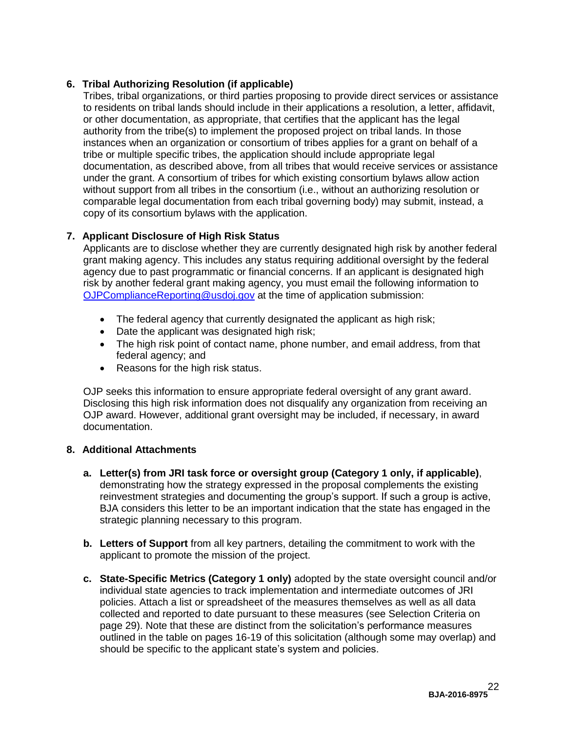**6. Tribal Authorizing Resolution (if applicable)**

Tribes, tribal organizations, or third parties proposing to provide direct services or assistance to residents on tribal lands should include in their applications a resolution, a letter, affidavit, or other documentation, as appropriate, that certifies that the applicant has the legal authority from the tribe(s) to implement the proposed project on tribal lands. In those instances when an organization or consortium of tribes applies for a grant on behalf of a tribe or multiple specific tribes, the application should include appropriate legal documentation, as described above, from all tribes that would receive services or assistance under the grant. A consortium of tribes for which existing consortium bylaws allow action without support from all tribes in the consortium (i.e., without an authorizing resolution or comparable legal documentation from each tribal governing body) may submit, instead, a copy of its consortium bylaws with the application.

**7. Applicant Disclosure of High Risk Status**

Applicants are to disclose whether they are currently designated high risk by another federal grant making agency. This includes any status requiring additional oversight by the federal agency due to past programmatic or financial concerns. If an applicant is designated high risk by another federal grant making agency, you must email the following information to OJPComplianceReporting@usdoj.gov at the time of application submission:

- The federal agency that currently designated the applicant as high risk;
- Date the applicant was designated high risk;
- The high risk point of contact name, phone number, and email address, from that federal agency; and
- Reasons for the high risk status.

OJP seeks this information to ensure appropriate federal oversight of any grant award. Disclosing this high risk information does not disqualify any organization from receiving an OJP award. However, additional grant oversight may be included, if necessary, in award documentation.

**8. Additional Attachments**

a. **Letter(s) from JRI task force or oversight group (Category 1 only, if applicable)**, demonstrating how the strategy expressed in the proposal complements the existing reinvestment strategies and documenting the group's support. If such a group is active, BJA considers this letter to be an important indication that the state has engaged in the strategic planning necessary to this program.

b. **Letters of Support** from all key partners, detailing the commitment to work with the applicant to promote the mission of the project.

c. **State-Specific Metrics (Category 1 only)** adopted by the state oversight council and/or individual state agencies to track implementation and intermediate outcomes of JRI policies. Attach a list or spreadsheet of the measures themselves as well as all data collected and reported to date pursuant to these measures (see Selection Criteria on page 29). Note that these are distinct from the solicitation's performance measures outlined in the table on pages 16-19 of this solicitation (although some may overlap) and should be specific to the applicant state's system and policies.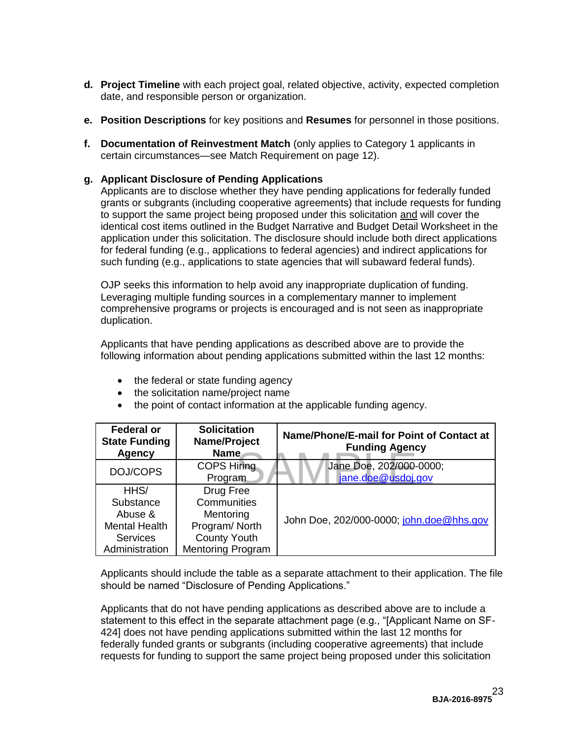**d. Project Timeline** with each project goal, related objective, activity, expected completion date, and responsible person or organization.

**e. Position Descriptions** for key positions and **Resumes** for personnel in those positions.

**f. Documentation of Reinvestment Match** (only applies to Category 1 applicants in certain circumstances—see Match Requirement on page 12).

**g. Applicant Disclosure of Pending Applications**

Applicants are to disclose whether they have pending applications for federally funded grants or subgrants (including cooperative agreements) that include requests for funding to support the same project being proposed under this solicitation and will cover the identical cost items outlined in the Budget Narrative and Budget Detail Worksheet in the application under this solicitation. The disclosure should include both direct applications for federal funding (e.g., applications to federal agencies) and indirect applications for such funding (e.g., applications to state agencies that will subaward federal funds).

OJP seeks this information to help avoid any inappropriate duplication of funding. Leveraging multiple funding sources in a complementary manner to implement comprehensive programs or projects is encouraged and is not seen as inappropriate duplication.

Applicants that have pending applications as described above are to provide the following information about pending applications submitted within the last 12 months:

- the federal or state funding agency
- the solicitation name/project name
- the point of contact information at the applicable funding agency.

| Federal or State Funding Agency | Solicitation Name/Project Name | Name/Phone/E-mail for Point of Contact at Funding Agency |
|---|---|---|
| DOJ/COPS | COPS Hiring Program | Jane Doe, 202/000-0000; jane.doe@usdoj.gov |
| HHS/ Substance Abuse & Mental Health Services Administration | Drug Free Communities Mentoring Program/ North County Youth Mentoring Program | John Doe, 202/000-0000; john.doe@hhs.gov |

Applicants should include the table as a separate attachment to their application. The file should be named "Disclosure of Pending Applications."

Applicants that do not have pending applications as described above are to include a statement to this effect in the separate attachment page (e.g., "[Applicant Name on SF-424] does not have pending applications submitted within the last 12 months for federally funded grants or subgrants (including cooperative agreements) that include requests for funding to support the same project being proposed under this solicitation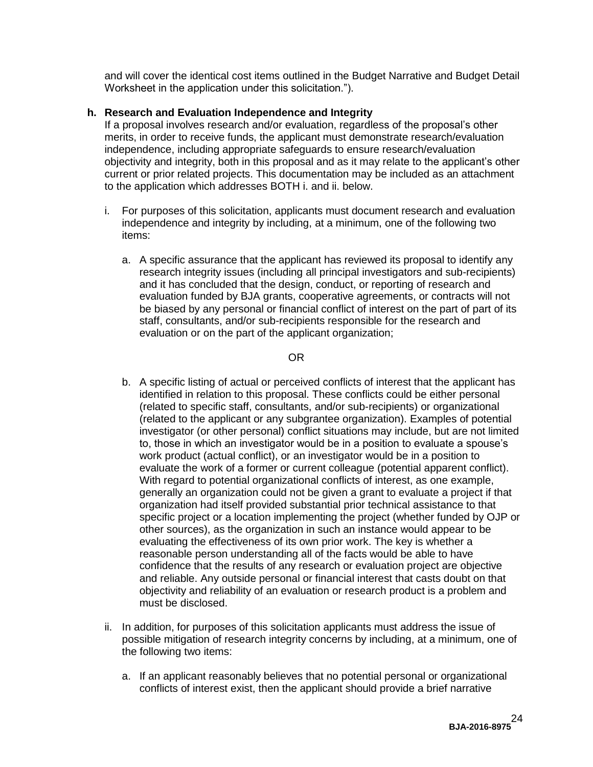and will cover the identical cost items outlined in the Budget Narrative and Budget Detail Worksheet in the application under this solicitation.").

**h. Research and Evaluation Independence and Integrity**

If a proposal involves research and/or evaluation, regardless of the proposal's other merits, in order to receive funds, the applicant must demonstrate research/evaluation independence, including appropriate safeguards to ensure research/evaluation objectivity and integrity, both in this proposal and as it may relate to the applicant's other current or prior related projects. This documentation may be included as an attachment to the application which addresses BOTH i. and ii. below.

i. For purposes of this solicitation, applicants must document research and evaluation independence and integrity by including, at a minimum, one of the following two items:

   a. A specific assurance that the applicant has reviewed its proposal to identify any research integrity issues (including all principal investigators and sub-recipients) and it has concluded that the design, conduct, or reporting of research and evaluation funded by BJA grants, cooperative agreements, or contracts will not be biased by any personal or financial conflict of interest on the part of part of its staff, consultants, and/or sub-recipients responsible for the research and evaluation or on the part of the applicant organization;

   OR

   b. A specific listing of actual or perceived conflicts of interest that the applicant has identified in relation to this proposal. These conflicts could be either personal (related to specific staff, consultants, and/or sub-recipients) or organizational (related to the applicant or any subgrantee organization). Examples of potential investigator (or other personal) conflict situations may include, but are not limited to, those in which an investigator would be in a position to evaluate a spouse's work product (actual conflict), or an investigator would be in a position to evaluate the work of a former or current colleague (potential apparent conflict). With regard to potential organizational conflicts of interest, as one example, generally an organization could not be given a grant to evaluate a project if that organization had itself provided substantial prior technical assistance to that specific project or a location implementing the project (whether funded by OJP or other sources), as the organization in such an instance would appear to be evaluating the effectiveness of its own prior work. The key is whether a reasonable person understanding all of the facts would be able to have confidence that the results of any research or evaluation project are objective and reliable. Any outside personal or financial interest that casts doubt on that objectivity and reliability of an evaluation or research product is a problem and must be disclosed.

ii. In addition, for purposes of this solicitation applicants must address the issue of possible mitigation of research integrity concerns by including, at a minimum, one of the following two items:

   a. If an applicant reasonably believes that no potential personal or organizational conflicts of interest exist, then the applicant should provide a brief narrative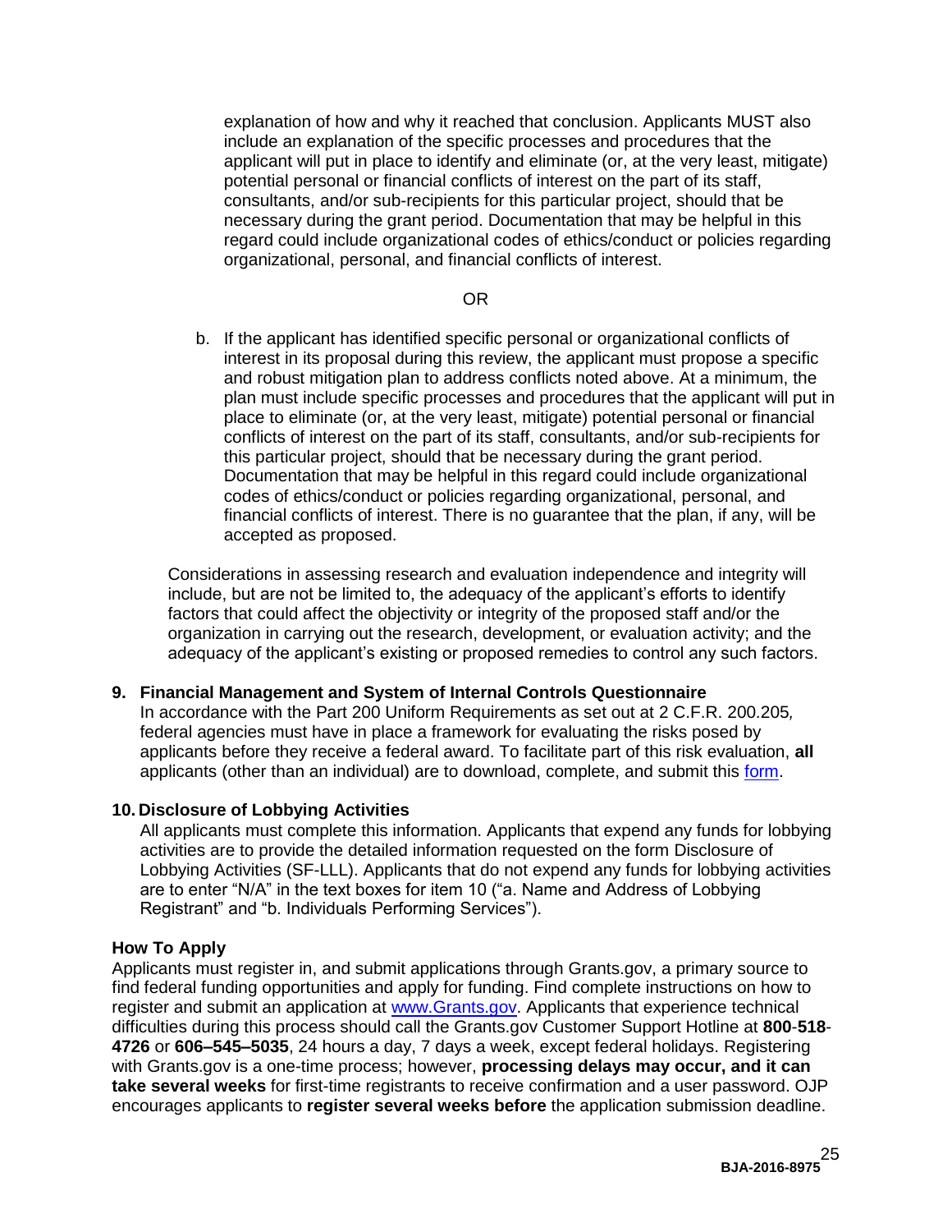explanation of how and why it reached that conclusion. Applicants MUST also include an explanation of the specific processes and procedures that the applicant will put in place to identify and eliminate (or, at the very least, mitigate) potential personal or financial conflicts of interest on the part of its staff, consultants, and/or sub-recipients for this particular project, should that be necessary during the grant period. Documentation that may be helpful in this regard could include organizational codes of ethics/conduct or policies regarding organizational, personal, and financial conflicts of interest.

OR

b. If the applicant has identified specific personal or organizational conflicts of interest in its proposal during this review, the applicant must propose a specific and robust mitigation plan to address conflicts noted above. At a minimum, the plan must include specific processes and procedures that the applicant will put in place to eliminate (or, at the very least, mitigate) potential personal or financial conflicts of interest on the part of its staff, consultants, and/or sub-recipients for this particular project, should that be necessary during the grant period. Documentation that may be helpful in this regard could include organizational codes of ethics/conduct or policies regarding organizational, personal, and financial conflicts of interest. There is no guarantee that the plan, if any, will be accepted as proposed.

Considerations in assessing research and evaluation independence and integrity will include, but are not be limited to, the adequacy of the applicant's efforts to identify factors that could affect the objectivity or integrity of the proposed staff and/or the organization in carrying out the research, development, or evaluation activity; and the adequacy of the applicant's existing or proposed remedies to control any such factors.

**9. Financial Management and System of Internal Controls Questionnaire**

In accordance with the Part 200 Uniform Requirements as set out at 2 C.F.R. 200.205*,* federal agencies must have in place a framework for evaluating the risks posed by applicants before they receive a federal award. To facilitate part of this risk evaluation, **all** applicants (other than an individual) are to download, complete, and submit this form.

**10. Disclosure of Lobbying Activities**

All applicants must complete this information. Applicants that expend any funds for lobbying activities are to provide the detailed information requested on the form Disclosure of Lobbying Activities (SF-LLL). Applicants that do not expend any funds for lobbying activities are to enter "N/A" in the text boxes for item 10 ("a. Name and Address of Lobbying Registrant" and "b. Individuals Performing Services").

**How To Apply**

Applicants must register in, and submit applications through Grants.gov, a primary source to find federal funding opportunities and apply for funding. Find complete instructions on how to register and submit an application at www.Grants.gov. Applicants that experience technical difficulties during this process should call the Grants.gov Customer Support Hotline at **800**-**518**-**4726** or **606–545–5035**, 24 hours a day, 7 days a week, except federal holidays. Registering with Grants.gov is a one-time process; however, **processing delays may occur, and it can take several weeks** for first-time registrants to receive confirmation and a user password. OJP encourages applicants to **register several weeks before** the application submission deadline.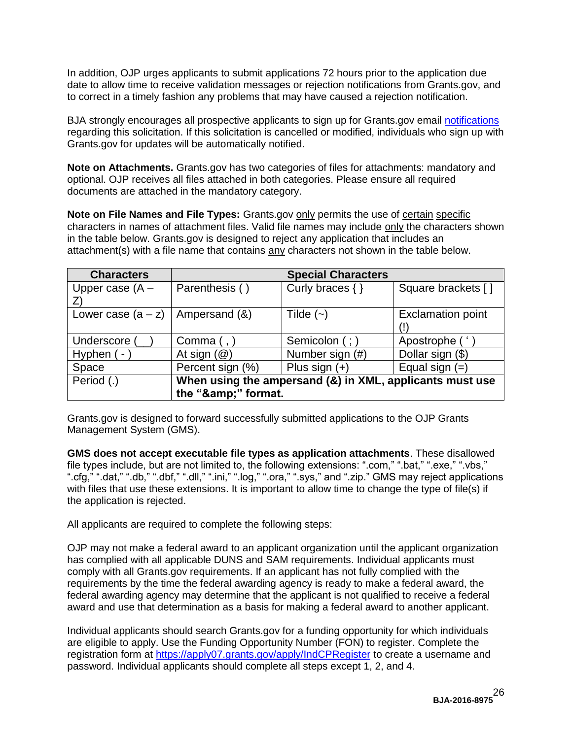In addition, OJP urges applicants to submit applications 72 hours prior to the application due date to allow time to receive validation messages or rejection notifications from Grants.gov, and to correct in a timely fashion any problems that may have caused a rejection notification.

BJA strongly encourages all prospective applicants to sign up for Grants.gov email notifications regarding this solicitation. If this solicitation is cancelled or modified, individuals who sign up with Grants.gov for updates will be automatically notified.

**Note on Attachments.** Grants.gov has two categories of files for attachments: mandatory and optional. OJP receives all files attached in both categories. Please ensure all required documents are attached in the mandatory category.

**Note on File Names and File Types:** Grants.gov only permits the use of certain specific characters in names of attachment files. Valid file names may include only the characters shown in the table below. Grants.gov is designed to reject any application that includes an attachment(s) with a file name that contains any characters not shown in the table below.

| Characters | Special Characters | | |
|---|---|---|---|
| Upper case (A – Z) | Parenthesis ( ) | Curly braces { } | Square brackets [ ] |
| Lower case (a – z) | Ampersand (&) | Tilde (~) | Exclamation point (!) |
| Underscore (__) | Comma ( , ) | Semicolon ( ; ) | Apostrophe ( ' ) |
| Hyphen ( - ) | At sign (@) | Number sign (#) | Dollar sign ($) |
| Space | Percent sign (%) | Plus sign (+) | Equal sign (=) |
| Period (.) | **When using the ampersand (&) in XML, applicants must use the "&amp;" format.** | | |

Grants.gov is designed to forward successfully submitted applications to the OJP Grants Management System (GMS).

**GMS does not accept executable file types as application attachments**. These disallowed file types include, but are not limited to, the following extensions: ".com," ".bat," ".exe," ".vbs," ".cfg," ".dat," ".db," ".dbf," ".dll," ".ini," ".log," ".ora," ".sys," and ".zip." GMS may reject applications with files that use these extensions. It is important to allow time to change the type of file(s) if the application is rejected.

All applicants are required to complete the following steps:

OJP may not make a federal award to an applicant organization until the applicant organization has complied with all applicable DUNS and SAM requirements. Individual applicants must comply with all Grants.gov requirements. If an applicant has not fully complied with the requirements by the time the federal awarding agency is ready to make a federal award, the federal awarding agency may determine that the applicant is not qualified to receive a federal award and use that determination as a basis for making a federal award to another applicant.

Individual applicants should search Grants.gov for a funding opportunity for which individuals are eligible to apply. Use the Funding Opportunity Number (FON) to register. Complete the registration form at https://apply07.grants.gov/apply/IndCPRegister to create a username and password. Individual applicants should complete all steps except 1, 2, and 4.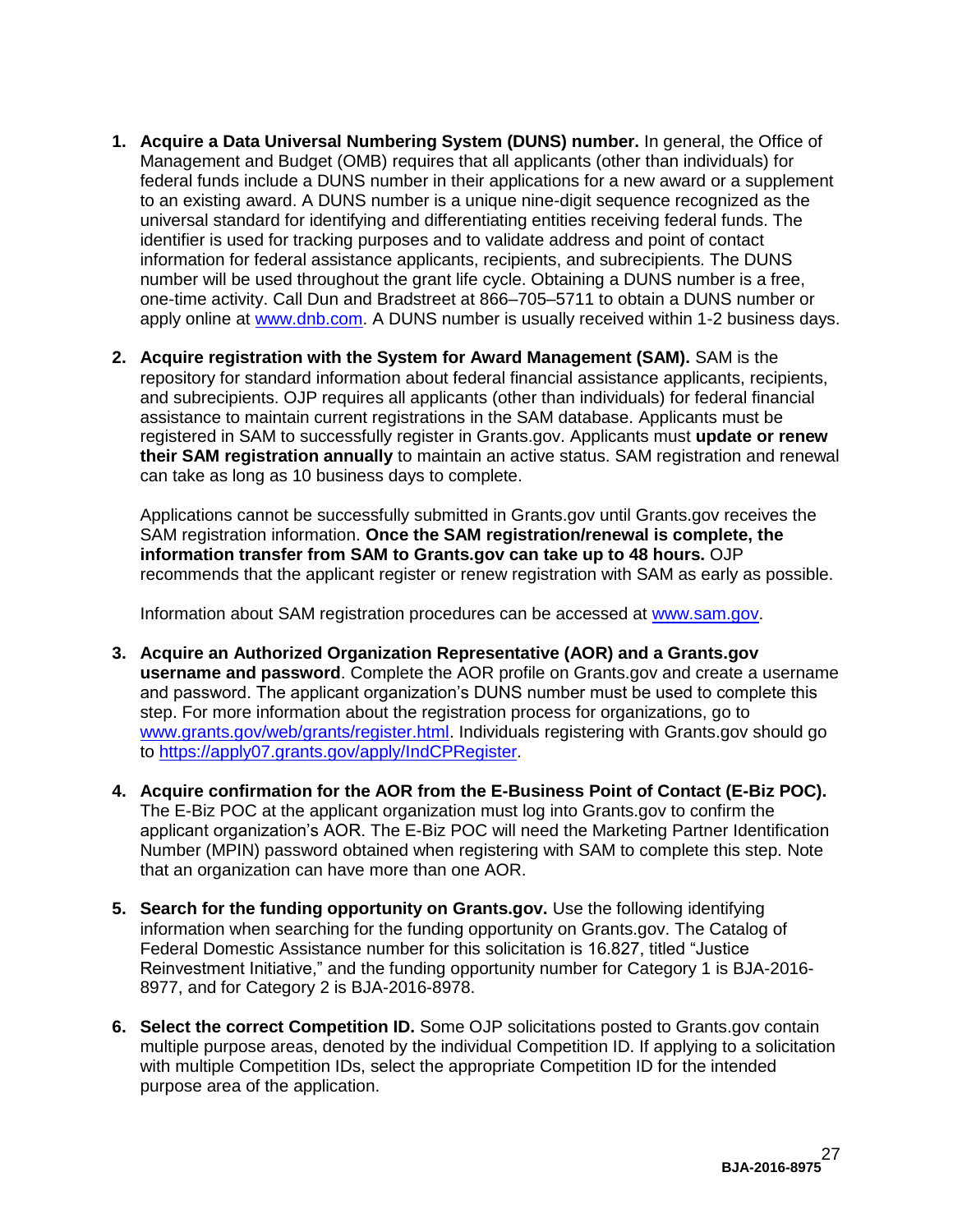1. **Acquire a Data Universal Numbering System (DUNS) number.** In general, the Office of Management and Budget (OMB) requires that all applicants (other than individuals) for federal funds include a DUNS number in their applications for a new award or a supplement to an existing award. A DUNS number is a unique nine-digit sequence recognized as the universal standard for identifying and differentiating entities receiving federal funds. The identifier is used for tracking purposes and to validate address and point of contact information for federal assistance applicants, recipients, and subrecipients. The DUNS number will be used throughout the grant life cycle. Obtaining a DUNS number is a free, one-time activity. Call Dun and Bradstreet at 866–705–5711 to obtain a DUNS number or apply online at [www.dnb.com](http://www.dnb.com). A DUNS number is usually received within 1-2 business days.

2. **Acquire registration with the System for Award Management (SAM).** SAM is the repository for standard information about federal financial assistance applicants, recipients, and subrecipients. OJP requires all applicants (other than individuals) for federal financial assistance to maintain current registrations in the SAM database. Applicants must be registered in SAM to successfully register in Grants.gov. Applicants must **update or renew their SAM registration annually** to maintain an active status. SAM registration and renewal can take as long as 10 business days to complete.

   Applications cannot be successfully submitted in Grants.gov until Grants.gov receives the SAM registration information. **Once the SAM registration/renewal is complete, the information transfer from SAM to Grants.gov can take up to 48 hours.** OJP recommends that the applicant register or renew registration with SAM as early as possible.

   Information about SAM registration procedures can be accessed at [www.sam.gov](http://www.sam.gov).

3. **Acquire an Authorized Organization Representative (AOR) and a Grants.gov username and password**. Complete the AOR profile on Grants.gov and create a username and password. The applicant organization's DUNS number must be used to complete this step. For more information about the registration process for organizations, go to [www.grants.gov/web/grants/register.html](http://www.grants.gov/web/grants/register.html). Individuals registering with Grants.gov should go to [https://apply07.grants.gov/apply/IndCPRegister](https://apply07.grants.gov/apply/IndCPRegister).

4. **Acquire confirmation for the AOR from the E-Business Point of Contact (E-Biz POC).** The E-Biz POC at the applicant organization must log into Grants.gov to confirm the applicant organization's AOR. The E-Biz POC will need the Marketing Partner Identification Number (MPIN) password obtained when registering with SAM to complete this step. Note that an organization can have more than one AOR.

5. **Search for the funding opportunity on Grants.gov.** Use the following identifying information when searching for the funding opportunity on Grants.gov. The Catalog of Federal Domestic Assistance number for this solicitation is 16.827, titled "Justice Reinvestment Initiative," and the funding opportunity number for Category 1 is BJA-2016-8977, and for Category 2 is BJA-2016-8978.

6. **Select the correct Competition ID.** Some OJP solicitations posted to Grants.gov contain multiple purpose areas, denoted by the individual Competition ID. If applying to a solicitation with multiple Competition IDs, select the appropriate Competition ID for the intended purpose area of the application.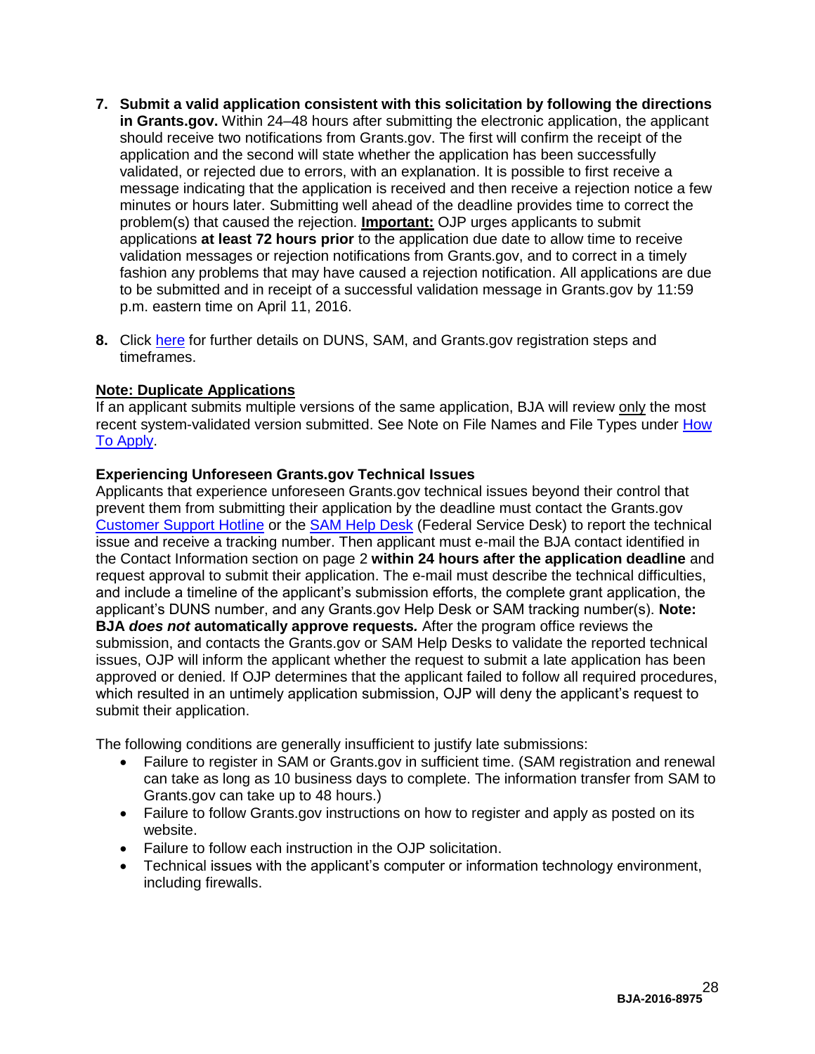7. **Submit a valid application consistent with this solicitation by following the directions in Grants.gov.** Within 24–48 hours after submitting the electronic application, the applicant should receive two notifications from Grants.gov. The first will confirm the receipt of the application and the second will state whether the application has been successfully validated, or rejected due to errors, with an explanation. It is possible to first receive a message indicating that the application is received and then receive a rejection notice a few minutes or hours later. Submitting well ahead of the deadline provides time to correct the problem(s) that caused the rejection. **Important:** OJP urges applicants to submit applications **at least 72 hours prior** to the application due date to allow time to receive validation messages or rejection notifications from Grants.gov, and to correct in a timely fashion any problems that may have caused a rejection notification. All applications are due to be submitted and in receipt of a successful validation message in Grants.gov by 11:59 p.m. eastern time on April 11, 2016.

8. Click here for further details on DUNS, SAM, and Grants.gov registration steps and timeframes.

**Note: Duplicate Applications**
If an applicant submits multiple versions of the same application, BJA will review only the most recent system-validated version submitted. See Note on File Names and File Types under How To Apply.

**Experiencing Unforeseen Grants.gov Technical Issues**
Applicants that experience unforeseen Grants.gov technical issues beyond their control that prevent them from submitting their application by the deadline must contact the Grants.gov Customer Support Hotline or the SAM Help Desk (Federal Service Desk) to report the technical issue and receive a tracking number. Then applicant must e-mail the BJA contact identified in the Contact Information section on page 2 **within 24 hours after the application deadline** and request approval to submit their application. The e-mail must describe the technical difficulties, and include a timeline of the applicant's submission efforts, the complete grant application, the applicant's DUNS number, and any Grants.gov Help Desk or SAM tracking number(s). **Note: BJA *does not* automatically approve requests***.* After the program office reviews the submission, and contacts the Grants.gov or SAM Help Desks to validate the reported technical issues, OJP will inform the applicant whether the request to submit a late application has been approved or denied. If OJP determines that the applicant failed to follow all required procedures, which resulted in an untimely application submission, OJP will deny the applicant's request to submit their application.

The following conditions are generally insufficient to justify late submissions:

- Failure to register in SAM or Grants.gov in sufficient time. (SAM registration and renewal can take as long as 10 business days to complete. The information transfer from SAM to Grants.gov can take up to 48 hours.)
- Failure to follow Grants.gov instructions on how to register and apply as posted on its website.
- Failure to follow each instruction in the OJP solicitation.
- Technical issues with the applicant's computer or information technology environment, including firewalls.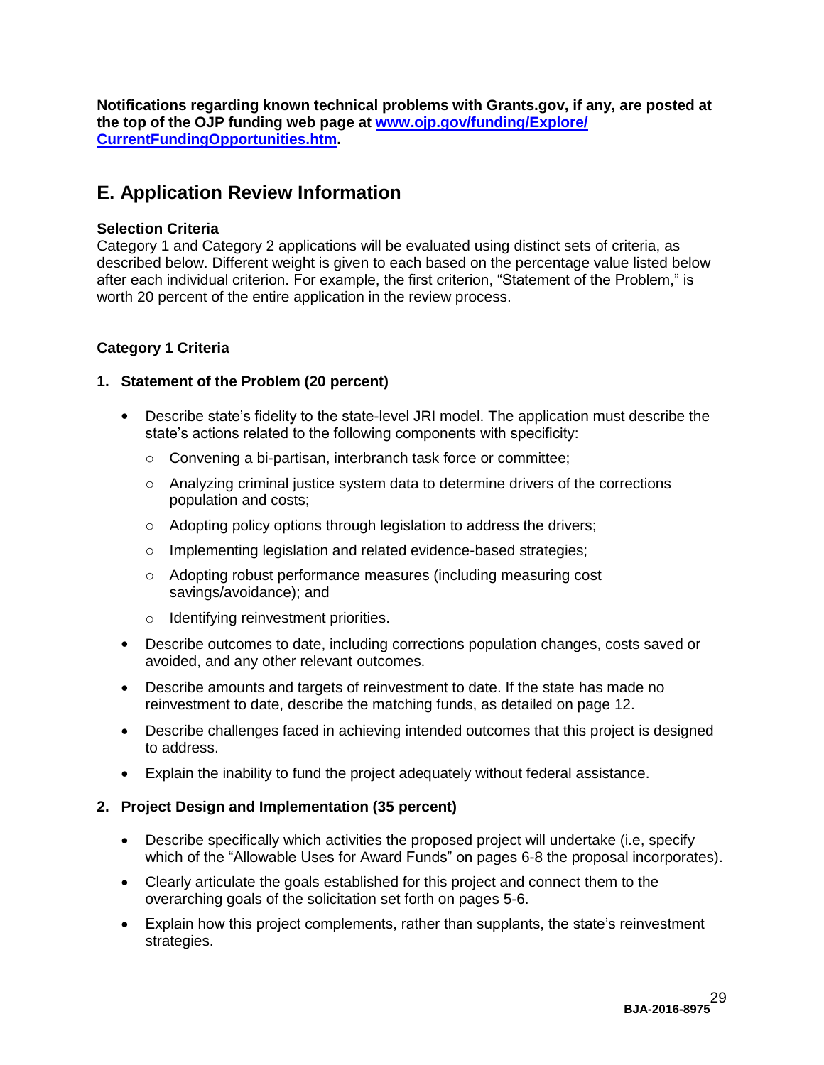**Notifications regarding known technical problems with Grants.gov, if any, are posted at the top of the OJP funding web page at [www.ojp.gov/funding/Explore/CurrentFundingOpportunities.htm](http://www.ojp.gov/funding/Explore/CurrentFundingOpportunities.htm).**

## E. Application Review Information

**Selection Criteria**

Category 1 and Category 2 applications will be evaluated using distinct sets of criteria, as described below. Different weight is given to each based on the percentage value listed below after each individual criterion. For example, the first criterion, "Statement of the Problem," is worth 20 percent of the entire application in the review process.

**Category 1 Criteria**

**1. Statement of the Problem (20 percent)**

- Describe state's fidelity to the state-level JRI model. The application must describe the state's actions related to the following components with specificity:
  - Convening a bi-partisan, interbranch task force or committee;
  - Analyzing criminal justice system data to determine drivers of the corrections population and costs;
  - Adopting policy options through legislation to address the drivers;
  - Implementing legislation and related evidence-based strategies;
  - Adopting robust performance measures (including measuring cost savings/avoidance); and
  - Identifying reinvestment priorities.
- Describe outcomes to date, including corrections population changes, costs saved or avoided, and any other relevant outcomes.
- Describe amounts and targets of reinvestment to date. If the state has made no reinvestment to date, describe the matching funds, as detailed on page 12.
- Describe challenges faced in achieving intended outcomes that this project is designed to address.
- Explain the inability to fund the project adequately without federal assistance.

**2. Project Design and Implementation (35 percent)**

- Describe specifically which activities the proposed project will undertake (i.e, specify which of the "Allowable Uses for Award Funds" on pages 6-8 the proposal incorporates).
- Clearly articulate the goals established for this project and connect them to the overarching goals of the solicitation set forth on pages 5-6.
- Explain how this project complements, rather than supplants, the state's reinvestment strategies.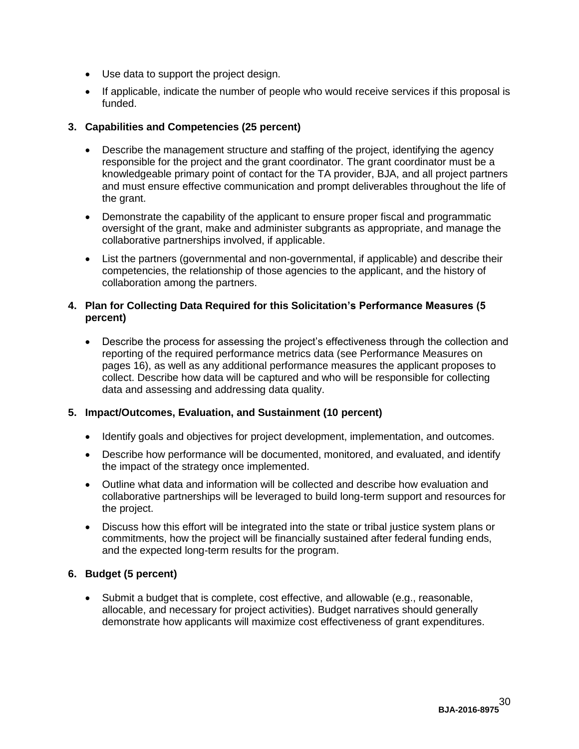- Use data to support the project design.
- If applicable, indicate the number of people who would receive services if this proposal is funded.

**3. Capabilities and Competencies (25 percent)**

- Describe the management structure and staffing of the project, identifying the agency responsible for the project and the grant coordinator. The grant coordinator must be a knowledgeable primary point of contact for the TA provider, BJA, and all project partners and must ensure effective communication and prompt deliverables throughout the life of the grant.
- Demonstrate the capability of the applicant to ensure proper fiscal and programmatic oversight of the grant, make and administer subgrants as appropriate, and manage the collaborative partnerships involved, if applicable.
- List the partners (governmental and non-governmental, if applicable) and describe their competencies, the relationship of those agencies to the applicant, and the history of collaboration among the partners.

**4. Plan for Collecting Data Required for this Solicitation's Performance Measures (5 percent)**

- Describe the process for assessing the project's effectiveness through the collection and reporting of the required performance metrics data (see Performance Measures on pages 16), as well as any additional performance measures the applicant proposes to collect. Describe how data will be captured and who will be responsible for collecting data and assessing and addressing data quality.

**5. Impact/Outcomes, Evaluation, and Sustainment (10 percent)**

- Identify goals and objectives for project development, implementation, and outcomes.
- Describe how performance will be documented, monitored, and evaluated, and identify the impact of the strategy once implemented.
- Outline what data and information will be collected and describe how evaluation and collaborative partnerships will be leveraged to build long-term support and resources for the project.
- Discuss how this effort will be integrated into the state or tribal justice system plans or commitments, how the project will be financially sustained after federal funding ends, and the expected long-term results for the program.

**6. Budget (5 percent)**

- Submit a budget that is complete, cost effective, and allowable (e.g., reasonable, allocable, and necessary for project activities). Budget narratives should generally demonstrate how applicants will maximize cost effectiveness of grant expenditures.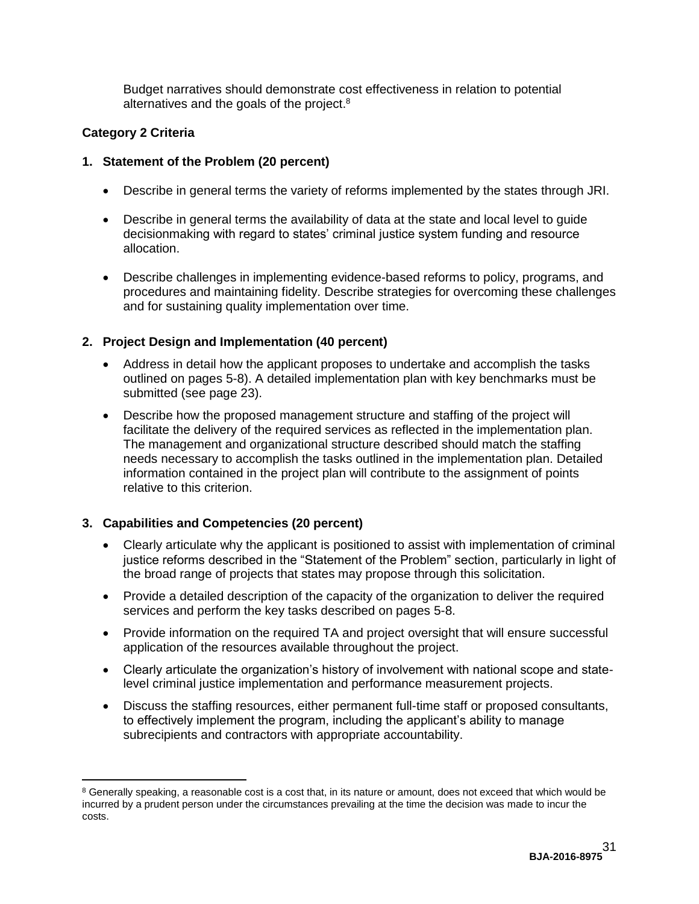Budget narratives should demonstrate cost effectiveness in relation to potential alternatives and the goals of the project.[8]

**Category 2 Criteria**

**1. Statement of the Problem (20 percent)**

- Describe in general terms the variety of reforms implemented by the states through JRI.
- Describe in general terms the availability of data at the state and local level to guide decisionmaking with regard to states' criminal justice system funding and resource allocation.
- Describe challenges in implementing evidence-based reforms to policy, programs, and procedures and maintaining fidelity. Describe strategies for overcoming these challenges and for sustaining quality implementation over time.

**2. Project Design and Implementation (40 percent)**

- Address in detail how the applicant proposes to undertake and accomplish the tasks outlined on pages 5-8). A detailed implementation plan with key benchmarks must be submitted (see page 23).
- Describe how the proposed management structure and staffing of the project will facilitate the delivery of the required services as reflected in the implementation plan. The management and organizational structure described should match the staffing needs necessary to accomplish the tasks outlined in the implementation plan. Detailed information contained in the project plan will contribute to the assignment of points relative to this criterion.

**3. Capabilities and Competencies (20 percent)**

- Clearly articulate why the applicant is positioned to assist with implementation of criminal justice reforms described in the "Statement of the Problem" section, particularly in light of the broad range of projects that states may propose through this solicitation.
- Provide a detailed description of the capacity of the organization to deliver the required services and perform the key tasks described on pages 5-8.
- Provide information on the required TA and project oversight that will ensure successful application of the resources available throughout the project.
- Clearly articulate the organization's history of involvement with national scope and state-level criminal justice implementation and performance measurement projects.
- Discuss the staffing resources, either permanent full-time staff or proposed consultants, to effectively implement the program, including the applicant's ability to manage subrecipients and contractors with appropriate accountability.

---

[8] Generally speaking, a reasonable cost is a cost that, in its nature or amount, does not exceed that which would be incurred by a prudent person under the circumstances prevailing at the time the decision was made to incur the costs.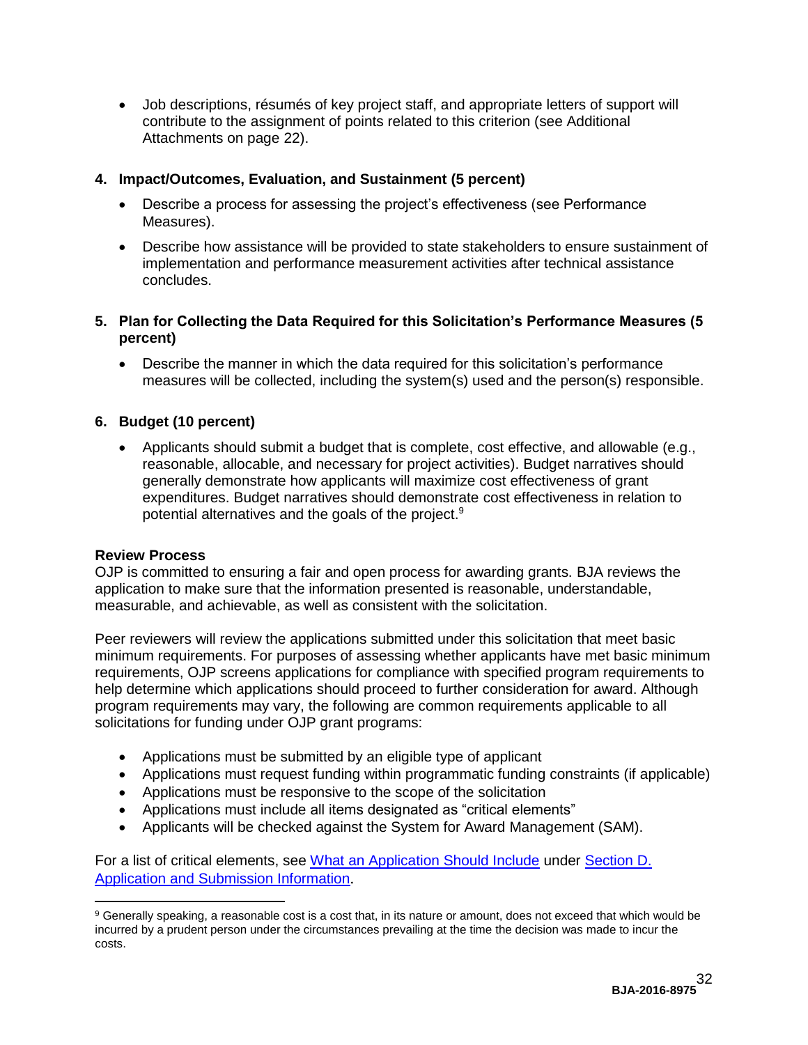- Job descriptions, résumés of key project staff, and appropriate letters of support will contribute to the assignment of points related to this criterion (see Additional Attachments on page 22).

**4. Impact/Outcomes, Evaluation, and Sustainment (5 percent)**

- Describe a process for assessing the project's effectiveness (see Performance Measures).
- Describe how assistance will be provided to state stakeholders to ensure sustainment of implementation and performance measurement activities after technical assistance concludes.

**5. Plan for Collecting the Data Required for this Solicitation's Performance Measures (5 percent)**

- Describe the manner in which the data required for this solicitation's performance measures will be collected, including the system(s) used and the person(s) responsible.

**6. Budget (10 percent)**

- Applicants should submit a budget that is complete, cost effective, and allowable (e.g., reasonable, allocable, and necessary for project activities). Budget narratives should generally demonstrate how applicants will maximize cost effectiveness of grant expenditures. Budget narratives should demonstrate cost effectiveness in relation to potential alternatives and the goals of the project.[9]

**Review Process**

OJP is committed to ensuring a fair and open process for awarding grants. BJA reviews the application to make sure that the information presented is reasonable, understandable, measurable, and achievable, as well as consistent with the solicitation.

Peer reviewers will review the applications submitted under this solicitation that meet basic minimum requirements. For purposes of assessing whether applicants have met basic minimum requirements, OJP screens applications for compliance with specified program requirements to help determine which applications should proceed to further consideration for award. Although program requirements may vary, the following are common requirements applicable to all solicitations for funding under OJP grant programs:

- Applications must be submitted by an eligible type of applicant
- Applications must request funding within programmatic funding constraints (if applicable)
- Applications must be responsive to the scope of the solicitation
- Applications must include all items designated as "critical elements"
- Applicants will be checked against the System for Award Management (SAM).

For a list of critical elements, see What an Application Should Include under Section D. Application and Submission Information.

[9] Generally speaking, a reasonable cost is a cost that, in its nature or amount, does not exceed that which would be incurred by a prudent person under the circumstances prevailing at the time the decision was made to incur the costs.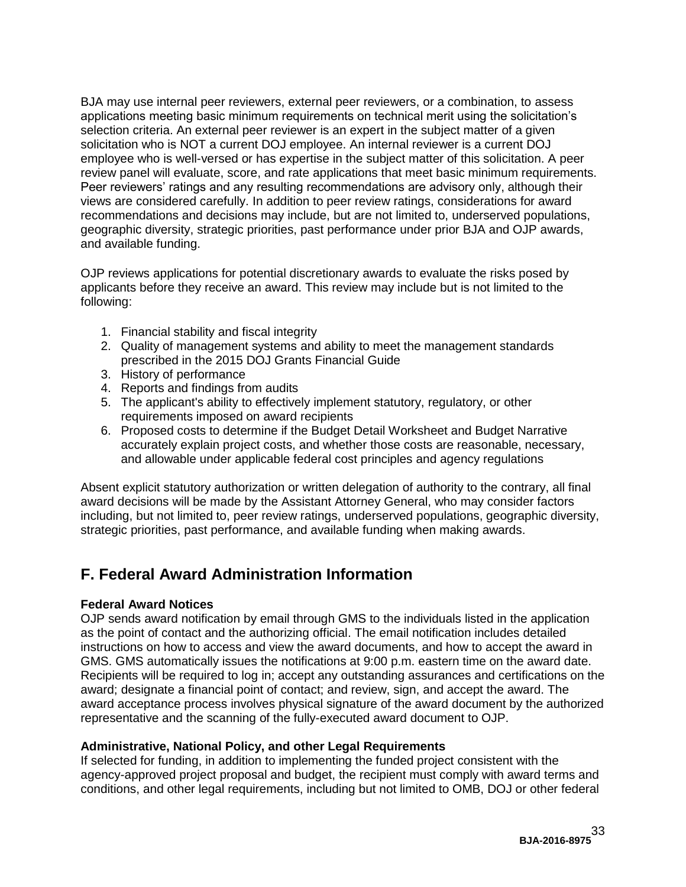BJA may use internal peer reviewers, external peer reviewers, or a combination, to assess applications meeting basic minimum requirements on technical merit using the solicitation's selection criteria. An external peer reviewer is an expert in the subject matter of a given solicitation who is NOT a current DOJ employee. An internal reviewer is a current DOJ employee who is well-versed or has expertise in the subject matter of this solicitation. A peer review panel will evaluate, score, and rate applications that meet basic minimum requirements. Peer reviewers' ratings and any resulting recommendations are advisory only, although their views are considered carefully. In addition to peer review ratings, considerations for award recommendations and decisions may include, but are not limited to, underserved populations, geographic diversity, strategic priorities, past performance under prior BJA and OJP awards, and available funding.

OJP reviews applications for potential discretionary awards to evaluate the risks posed by applicants before they receive an award. This review may include but is not limited to the following:

1. Financial stability and fiscal integrity
2. Quality of management systems and ability to meet the management standards prescribed in the 2015 DOJ Grants Financial Guide
3. History of performance
4. Reports and findings from audits
5. The applicant's ability to effectively implement statutory, regulatory, or other requirements imposed on award recipients
6. Proposed costs to determine if the Budget Detail Worksheet and Budget Narrative accurately explain project costs, and whether those costs are reasonable, necessary, and allowable under applicable federal cost principles and agency regulations

Absent explicit statutory authorization or written delegation of authority to the contrary, all final award decisions will be made by the Assistant Attorney General, who may consider factors including, but not limited to, peer review ratings, underserved populations, geographic diversity, strategic priorities, past performance, and available funding when making awards.

## F. Federal Award Administration Information

**Federal Award Notices**
OJP sends award notification by email through GMS to the individuals listed in the application as the point of contact and the authorizing official. The email notification includes detailed instructions on how to access and view the award documents, and how to accept the award in GMS. GMS automatically issues the notifications at 9:00 p.m. eastern time on the award date. Recipients will be required to log in; accept any outstanding assurances and certifications on the award; designate a financial point of contact; and review, sign, and accept the award. The award acceptance process involves physical signature of the award document by the authorized representative and the scanning of the fully-executed award document to OJP.

**Administrative, National Policy, and other Legal Requirements**
If selected for funding, in addition to implementing the funded project consistent with the agency-approved project proposal and budget, the recipient must comply with award terms and conditions, and other legal requirements, including but not limited to OMB, DOJ or other federal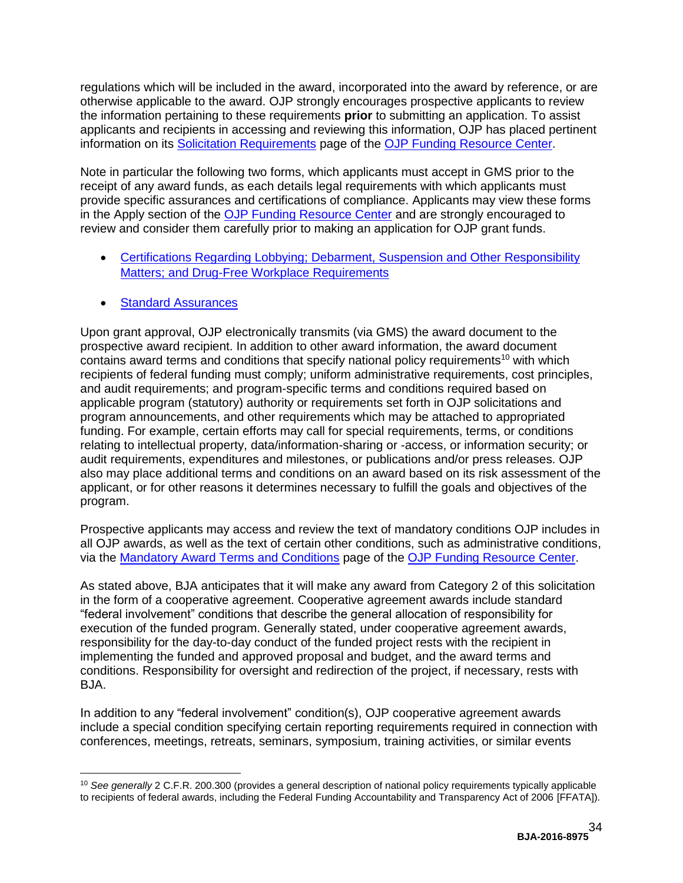regulations which will be included in the award, incorporated into the award by reference, or are otherwise applicable to the award. OJP strongly encourages prospective applicants to review the information pertaining to these requirements **prior** to submitting an application. To assist applicants and recipients in accessing and reviewing this information, OJP has placed pertinent information on its Solicitation Requirements page of the OJP Funding Resource Center.

Note in particular the following two forms, which applicants must accept in GMS prior to the receipt of any award funds, as each details legal requirements with which applicants must provide specific assurances and certifications of compliance. Applicants may view these forms in the Apply section of the OJP Funding Resource Center and are strongly encouraged to review and consider them carefully prior to making an application for OJP grant funds.

- Certifications Regarding Lobbying; Debarment, Suspension and Other Responsibility Matters; and Drug-Free Workplace Requirements
- Standard Assurances

Upon grant approval, OJP electronically transmits (via GMS) the award document to the prospective award recipient. In addition to other award information, the award document contains award terms and conditions that specify national policy requirements[10] with which recipients of federal funding must comply; uniform administrative requirements, cost principles, and audit requirements; and program-specific terms and conditions required based on applicable program (statutory) authority or requirements set forth in OJP solicitations and program announcements, and other requirements which may be attached to appropriated funding. For example, certain efforts may call for special requirements, terms, or conditions relating to intellectual property, data/information-sharing or -access, or information security; or audit requirements, expenditures and milestones, or publications and/or press releases. OJP also may place additional terms and conditions on an award based on its risk assessment of the applicant, or for other reasons it determines necessary to fulfill the goals and objectives of the program.

Prospective applicants may access and review the text of mandatory conditions OJP includes in all OJP awards, as well as the text of certain other conditions, such as administrative conditions, via the Mandatory Award Terms and Conditions page of the OJP Funding Resource Center.

As stated above, BJA anticipates that it will make any award from Category 2 of this solicitation in the form of a cooperative agreement. Cooperative agreement awards include standard "federal involvement" conditions that describe the general allocation of responsibility for execution of the funded program. Generally stated, under cooperative agreement awards, responsibility for the day-to-day conduct of the funded project rests with the recipient in implementing the funded and approved proposal and budget, and the award terms and conditions. Responsibility for oversight and redirection of the project, if necessary, rests with BJA.

In addition to any "federal involvement" condition(s), OJP cooperative agreement awards include a special condition specifying certain reporting requirements required in connection with conferences, meetings, retreats, seminars, symposium, training activities, or similar events

---

[10] *See generally* 2 C.F.R. 200.300 (provides a general description of national policy requirements typically applicable to recipients of federal awards, including the Federal Funding Accountability and Transparency Act of 2006 [FFATA]).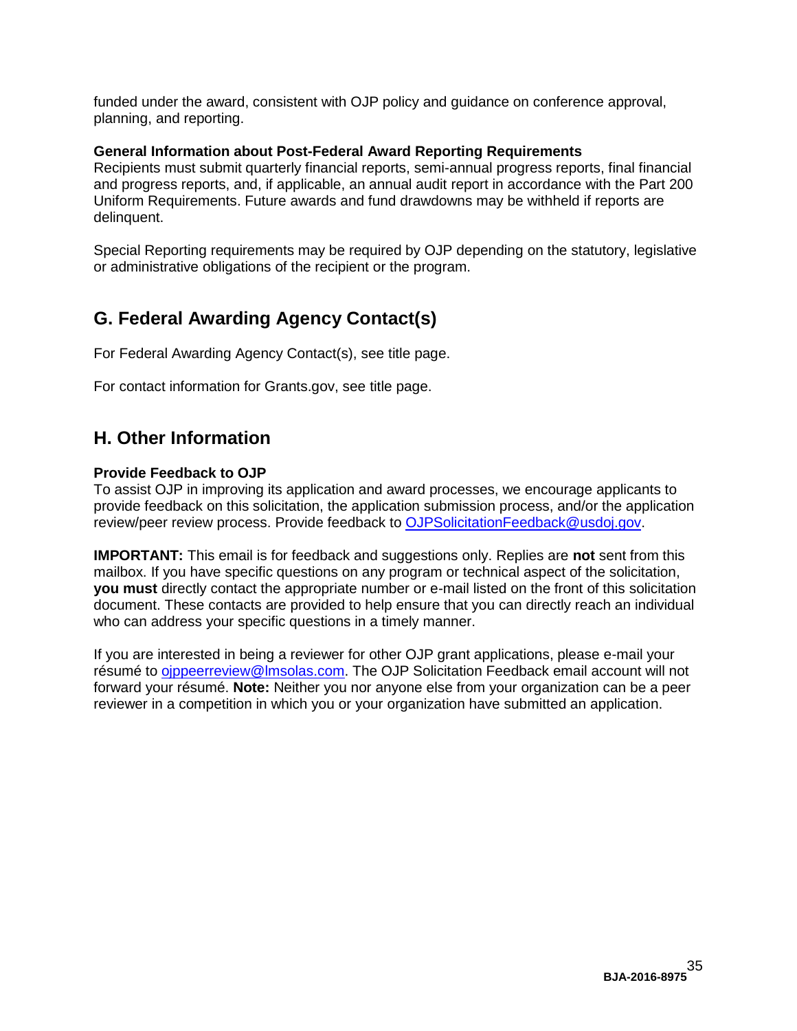funded under the award, consistent with OJP policy and guidance on conference approval, planning, and reporting.

**General Information about Post-Federal Award Reporting Requirements**
Recipients must submit quarterly financial reports, semi-annual progress reports, final financial and progress reports, and, if applicable, an annual audit report in accordance with the Part 200 Uniform Requirements. Future awards and fund drawdowns may be withheld if reports are delinquent.

Special Reporting requirements may be required by OJP depending on the statutory, legislative or administrative obligations of the recipient or the program.

## G. Federal Awarding Agency Contact(s)

For Federal Awarding Agency Contact(s), see title page.

For contact information for Grants.gov, see title page.

## H. Other Information

**Provide Feedback to OJP**
To assist OJP in improving its application and award processes, we encourage applicants to provide feedback on this solicitation, the application submission process, and/or the application review/peer review process. Provide feedback to OJPSolicitationFeedback@usdoj.gov.

**IMPORTANT:** This email is for feedback and suggestions only. Replies are **not** sent from this mailbox. If you have specific questions on any program or technical aspect of the solicitation, **you must** directly contact the appropriate number or e-mail listed on the front of this solicitation document. These contacts are provided to help ensure that you can directly reach an individual who can address your specific questions in a timely manner.

If you are interested in being a reviewer for other OJP grant applications, please e-mail your résumé to ojppeerreview@lmsolas.com. The OJP Solicitation Feedback email account will not forward your résumé. **Note:** Neither you nor anyone else from your organization can be a peer reviewer in a competition in which you or your organization have submitted an application.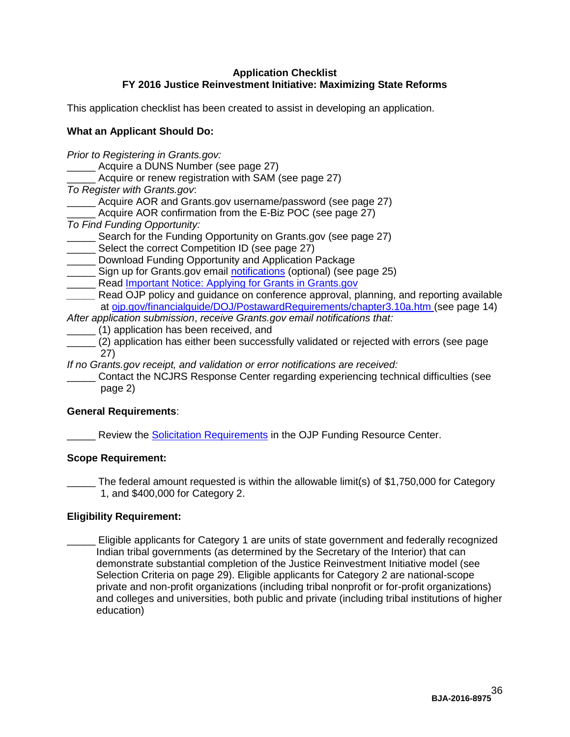**Application Checklist**
**FY 2016 Justice Reinvestment Initiative: Maximizing State Reforms**

This application checklist has been created to assist in developing an application.

**What an Applicant Should Do:**

*Prior to Registering in Grants.gov:*
_____ Acquire a DUNS Number (see page 27)
_____ Acquire or renew registration with SAM (see page 27)
*To Register with Grants.gov*:
_____ Acquire AOR and Grants.gov username/password (see page 27)
_____ Acquire AOR confirmation from the E-Biz POC (see page 27)
*To Find Funding Opportunity:*
_____ Search for the Funding Opportunity on Grants.gov (see page 27)
_____ Select the correct Competition ID (see page 27)
_____ Download Funding Opportunity and Application Package
_____ Sign up for Grants.gov email notifications (optional) (see page 25)
_____ Read Important Notice: Applying for Grants in Grants.gov
_____ Read OJP policy and guidance on conference approval, planning, and reporting available at ojp.gov/financialguide/DOJ/PostawardRequirements/chapter3.10a.htm (see page 14)
*After application submission*, *receive Grants.gov email notifications that:*
_____ (1) application has been received, and
_____ (2) application has either been successfully validated or rejected with errors (see page 27)
*If no Grants.gov receipt, and validation or error notifications are received:*
_____ Contact the NCJRS Response Center regarding experiencing technical difficulties (see page 2)

**General Requirements**:

_____ Review the Solicitation Requirements in the OJP Funding Resource Center.

**Scope Requirement:**

_____ The federal amount requested is within the allowable limit(s) of $1,750,000 for Category 1, and $400,000 for Category 2.

**Eligibility Requirement:**

_____ Eligible applicants for Category 1 are units of state government and federally recognized Indian tribal governments (as determined by the Secretary of the Interior) that can demonstrate substantial completion of the Justice Reinvestment Initiative model (see Selection Criteria on page 29). Eligible applicants for Category 2 are national-scope private and non-profit organizations (including tribal nonprofit or for-profit organizations) and colleges and universities, both public and private (including tribal institutions of higher education)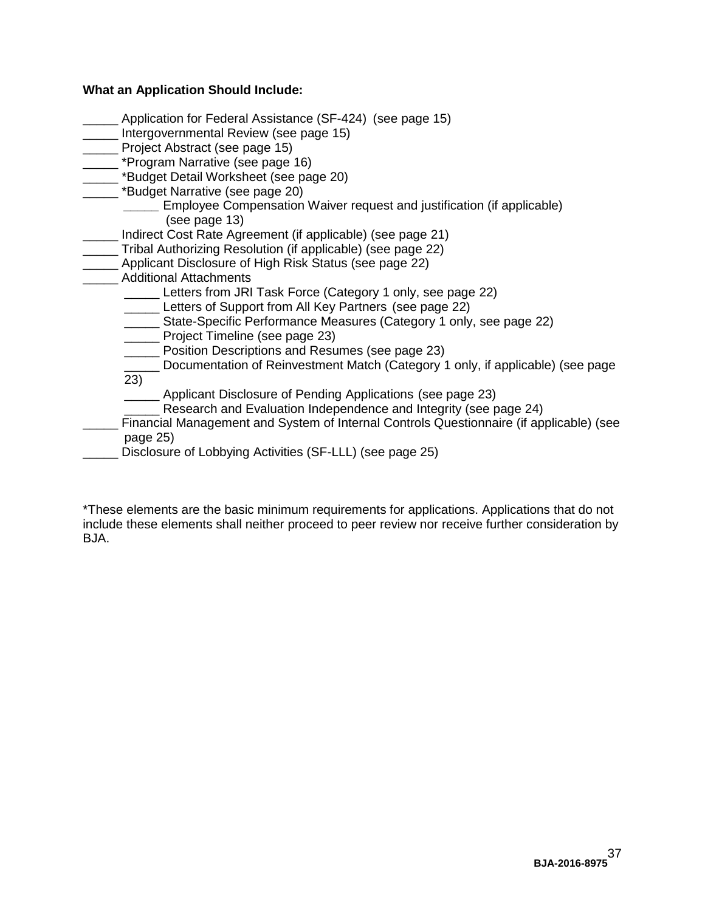**What an Application Should Include:**

_____ Application for Federal Assistance (SF-424) (see page 15)
_____ Intergovernmental Review (see page 15)
_____ Project Abstract (see page 15)
_____ *Program Narrative (see page 16)
_____ *Budget Detail Worksheet (see page 20)
_____ *Budget Narrative (see page 20)
    _____ Employee Compensation Waiver request and justification (if applicable) (see page 13)
_____ Indirect Cost Rate Agreement (if applicable) (see page 21)
_____ Tribal Authorizing Resolution (if applicable) (see page 22)
_____ Applicant Disclosure of High Risk Status (see page 22)
_____ Additional Attachments
    _____ Letters from JRI Task Force (Category 1 only, see page 22)
    _____ Letters of Support from All Key Partners (see page 22)
    _____ State-Specific Performance Measures (Category 1 only, see page 22)
    _____ Project Timeline (see page 23)
    _____ Position Descriptions and Resumes (see page 23)
    _____ Documentation of Reinvestment Match (Category 1 only, if applicable) (see page 23)
    _____ Applicant Disclosure of Pending Applications (see page 23)
    _____ Research and Evaluation Independence and Integrity (see page 24)
_____ Financial Management and System of Internal Controls Questionnaire (if applicable) (see page 25)
_____ Disclosure of Lobbying Activities (SF-LLL) (see page 25)

*These elements are the basic minimum requirements for applications. Applications that do not include these elements shall neither proceed to peer review nor receive further consideration by BJA.